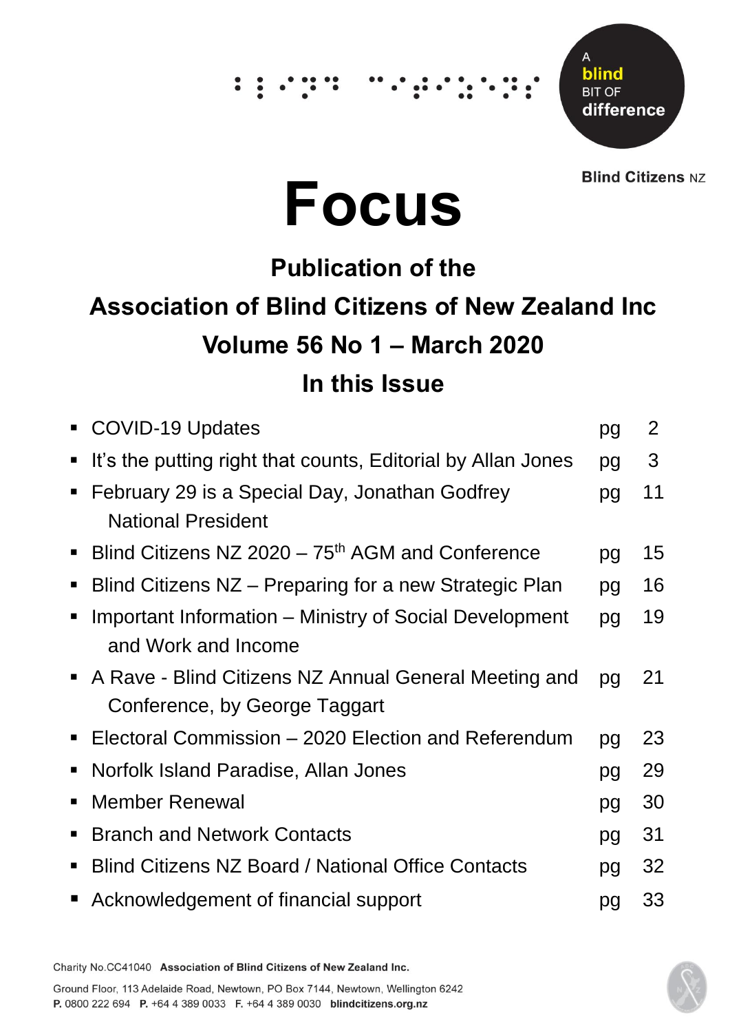A blind BIT OF difference

Blind Citizens NZ

# Focus

## Publication of the

## Association of Blind Citizens of New Zealand Inc

## Volume 56 No 1 – March 2020

## In this Issue

| | | |
|---|---|---|
| ▪ COVID-19 Updates | pg | 2 |
| ▪ It's the putting right that counts, Editorial by Allan Jones | pg | 3 |
| ▪ February 29 is a Special Day, Jonathan Godfrey National President | pg | 11 |
| ▪ Blind Citizens NZ 2020 – 75th AGM and Conference | pg | 15 |
| ▪ Blind Citizens NZ – Preparing for a new Strategic Plan | pg | 16 |
| ▪ Important Information – Ministry of Social Development and Work and Income | pg | 19 |
| ▪ A Rave - Blind Citizens NZ Annual General Meeting and Conference, by George Taggart | pg | 21 |
| ▪ Electoral Commission – 2020 Election and Referendum | pg | 23 |
| ▪ Norfolk Island Paradise, Allan Jones | pg | 29 |
| ▪ Member Renewal | pg | 30 |
| ▪ Branch and Network Contacts | pg | 31 |
| ▪ Blind Citizens NZ Board / National Office Contacts | pg | 32 |
| ▪ Acknowledgement of financial support | pg | 33 |

Charity No.CC41040 **Association of Blind Citizens of New Zealand Inc.**

Ground Floor, 113 Adelaide Road, Newtown, PO Box 7144, Newtown, Wellington 6242
**P.** 0800 222 694 **P.** +64 4 389 0033 **F.** +64 4 389 0030 **blindcitizens.org.nz**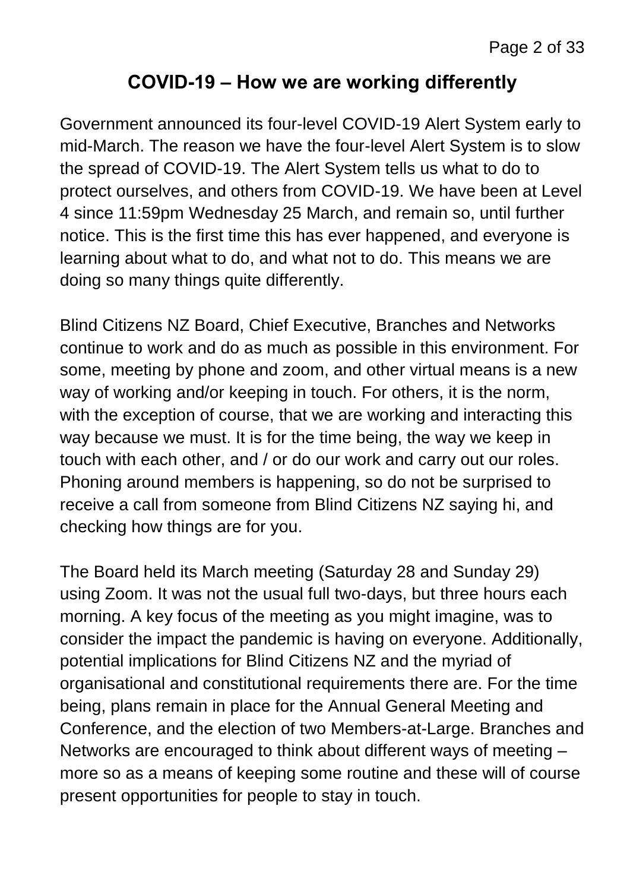## COVID-19 – How we are working differently

Government announced its four-level COVID-19 Alert System early to mid-March. The reason we have the four-level Alert System is to slow the spread of COVID-19. The Alert System tells us what to do to protect ourselves, and others from COVID-19. We have been at Level 4 since 11:59pm Wednesday 25 March, and remain so, until further notice. This is the first time this has ever happened, and everyone is learning about what to do, and what not to do. This means we are doing so many things quite differently.

Blind Citizens NZ Board, Chief Executive, Branches and Networks continue to work and do as much as possible in this environment. For some, meeting by phone and zoom, and other virtual means is a new way of working and/or keeping in touch. For others, it is the norm, with the exception of course, that we are working and interacting this way because we must. It is for the time being, the way we keep in touch with each other, and / or do our work and carry out our roles. Phoning around members is happening, so do not be surprised to receive a call from someone from Blind Citizens NZ saying hi, and checking how things are for you.

The Board held its March meeting (Saturday 28 and Sunday 29) using Zoom. It was not the usual full two-days, but three hours each morning. A key focus of the meeting as you might imagine, was to consider the impact the pandemic is having on everyone. Additionally, potential implications for Blind Citizens NZ and the myriad of organisational and constitutional requirements there are. For the time being, plans remain in place for the Annual General Meeting and Conference, and the election of two Members-at-Large. Branches and Networks are encouraged to think about different ways of meeting – more so as a means of keeping some routine and these will of course present opportunities for people to stay in touch.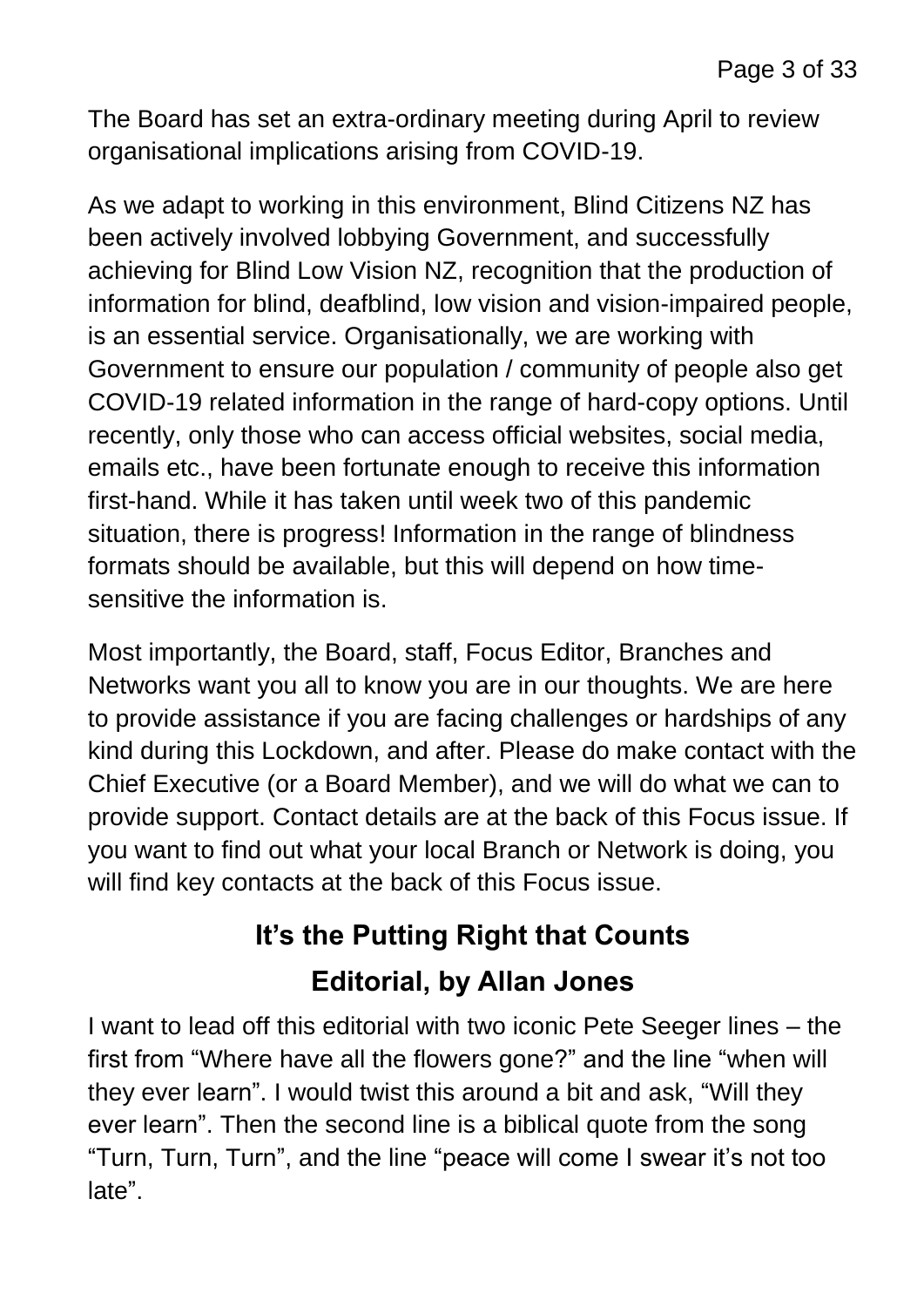The Board has set an extra-ordinary meeting during April to review organisational implications arising from COVID-19.

As we adapt to working in this environment, Blind Citizens NZ has been actively involved lobbying Government, and successfully achieving for Blind Low Vision NZ, recognition that the production of information for blind, deafblind, low vision and vision-impaired people, is an essential service. Organisationally, we are working with Government to ensure our population / community of people also get COVID-19 related information in the range of hard-copy options. Until recently, only those who can access official websites, social media, emails etc., have been fortunate enough to receive this information first-hand. While it has taken until week two of this pandemic situation, there is progress! Information in the range of blindness formats should be available, but this will depend on how time-sensitive the information is.

Most importantly, the Board, staff, Focus Editor, Branches and Networks want you all to know you are in our thoughts. We are here to provide assistance if you are facing challenges or hardships of any kind during this Lockdown, and after. Please do make contact with the Chief Executive (or a Board Member), and we will do what we can to provide support. Contact details are at the back of this Focus issue. If you want to find out what your local Branch or Network is doing, you will find key contacts at the back of this Focus issue.

## It's the Putting Right that Counts

## Editorial, by Allan Jones

I want to lead off this editorial with two iconic Pete Seeger lines – the first from "Where have all the flowers gone?" and the line "when will they ever learn". I would twist this around a bit and ask, "Will they ever learn". Then the second line is a biblical quote from the song "Turn, Turn, Turn", and the line "peace will come I swear it's not too late".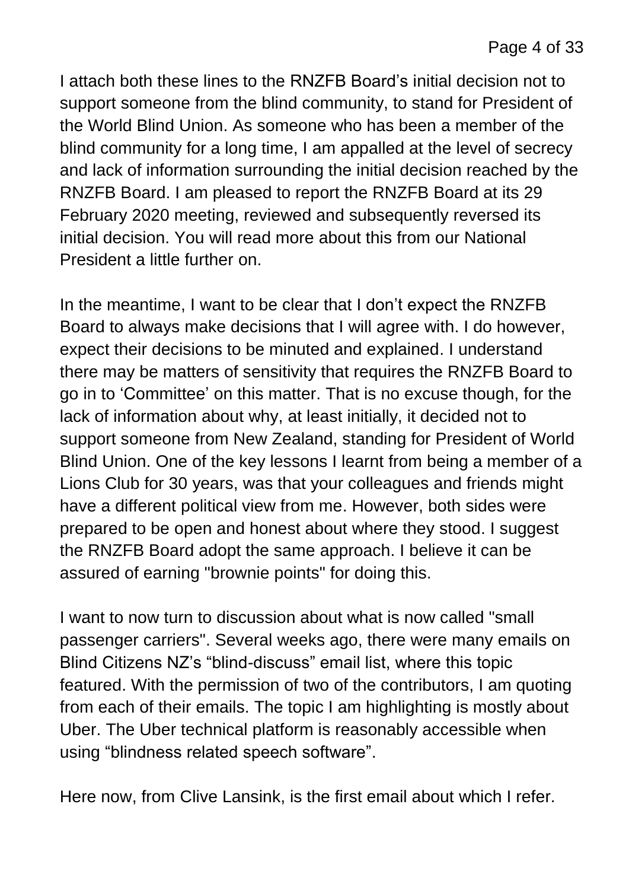I attach both these lines to the RNZFB Board's initial decision not to support someone from the blind community, to stand for President of the World Blind Union. As someone who has been a member of the blind community for a long time, I am appalled at the level of secrecy and lack of information surrounding the initial decision reached by the RNZFB Board. I am pleased to report the RNZFB Board at its 29 February 2020 meeting, reviewed and subsequently reversed its initial decision. You will read more about this from our National President a little further on.

In the meantime, I want to be clear that I don't expect the RNZFB Board to always make decisions that I will agree with. I do however, expect their decisions to be minuted and explained. I understand there may be matters of sensitivity that requires the RNZFB Board to go in to 'Committee' on this matter. That is no excuse though, for the lack of information about why, at least initially, it decided not to support someone from New Zealand, standing for President of World Blind Union. One of the key lessons I learnt from being a member of a Lions Club for 30 years, was that your colleagues and friends might have a different political view from me. However, both sides were prepared to be open and honest about where they stood. I suggest the RNZFB Board adopt the same approach. I believe it can be assured of earning "brownie points" for doing this.

I want to now turn to discussion about what is now called "small passenger carriers". Several weeks ago, there were many emails on Blind Citizens NZ's "blind-discuss" email list, where this topic featured. With the permission of two of the contributors, I am quoting from each of their emails. The topic I am highlighting is mostly about Uber. The Uber technical platform is reasonably accessible when using "blindness related speech software".

Here now, from Clive Lansink, is the first email about which I refer.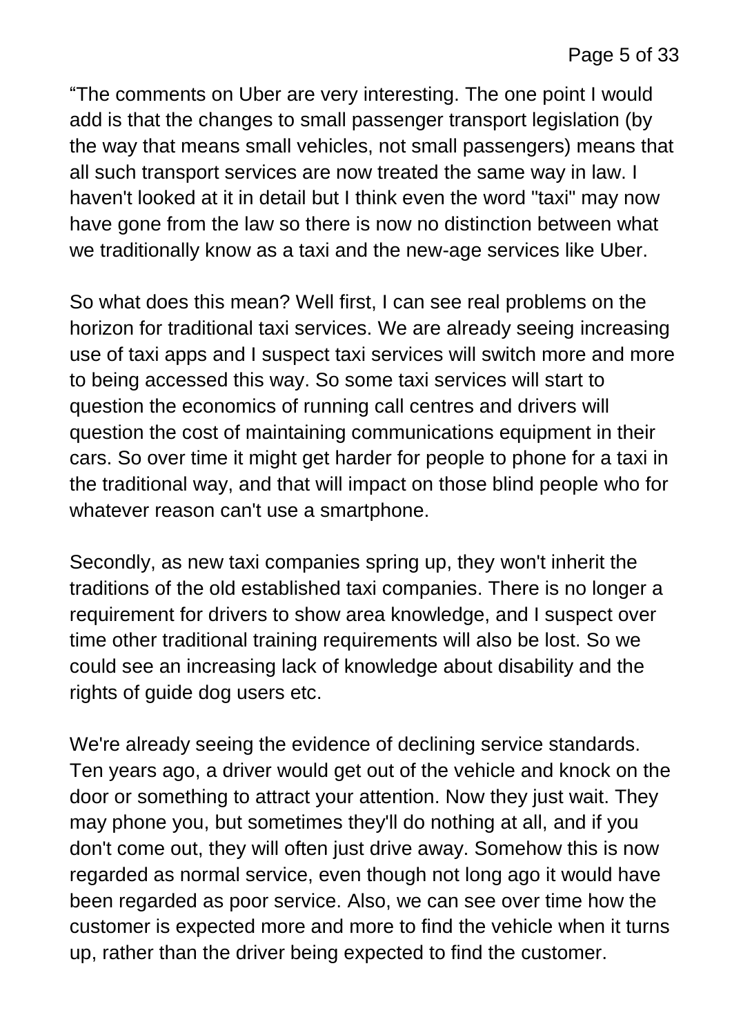“The comments on Uber are very interesting. The one point I would add is that the changes to small passenger transport legislation (by the way that means small vehicles, not small passengers) means that all such transport services are now treated the same way in law. I haven't looked at it in detail but I think even the word "taxi" may now have gone from the law so there is now no distinction between what we traditionally know as a taxi and the new-age services like Uber.

So what does this mean? Well first, I can see real problems on the horizon for traditional taxi services. We are already seeing increasing use of taxi apps and I suspect taxi services will switch more and more to being accessed this way. So some taxi services will start to question the economics of running call centres and drivers will question the cost of maintaining communications equipment in their cars. So over time it might get harder for people to phone for a taxi in the traditional way, and that will impact on those blind people who for whatever reason can't use a smartphone.

Secondly, as new taxi companies spring up, they won't inherit the traditions of the old established taxi companies. There is no longer a requirement for drivers to show area knowledge, and I suspect over time other traditional training requirements will also be lost. So we could see an increasing lack of knowledge about disability and the rights of guide dog users etc.

We're already seeing the evidence of declining service standards. Ten years ago, a driver would get out of the vehicle and knock on the door or something to attract your attention. Now they just wait. They may phone you, but sometimes they'll do nothing at all, and if you don't come out, they will often just drive away. Somehow this is now regarded as normal service, even though not long ago it would have been regarded as poor service. Also, we can see over time how the customer is expected more and more to find the vehicle when it turns up, rather than the driver being expected to find the customer.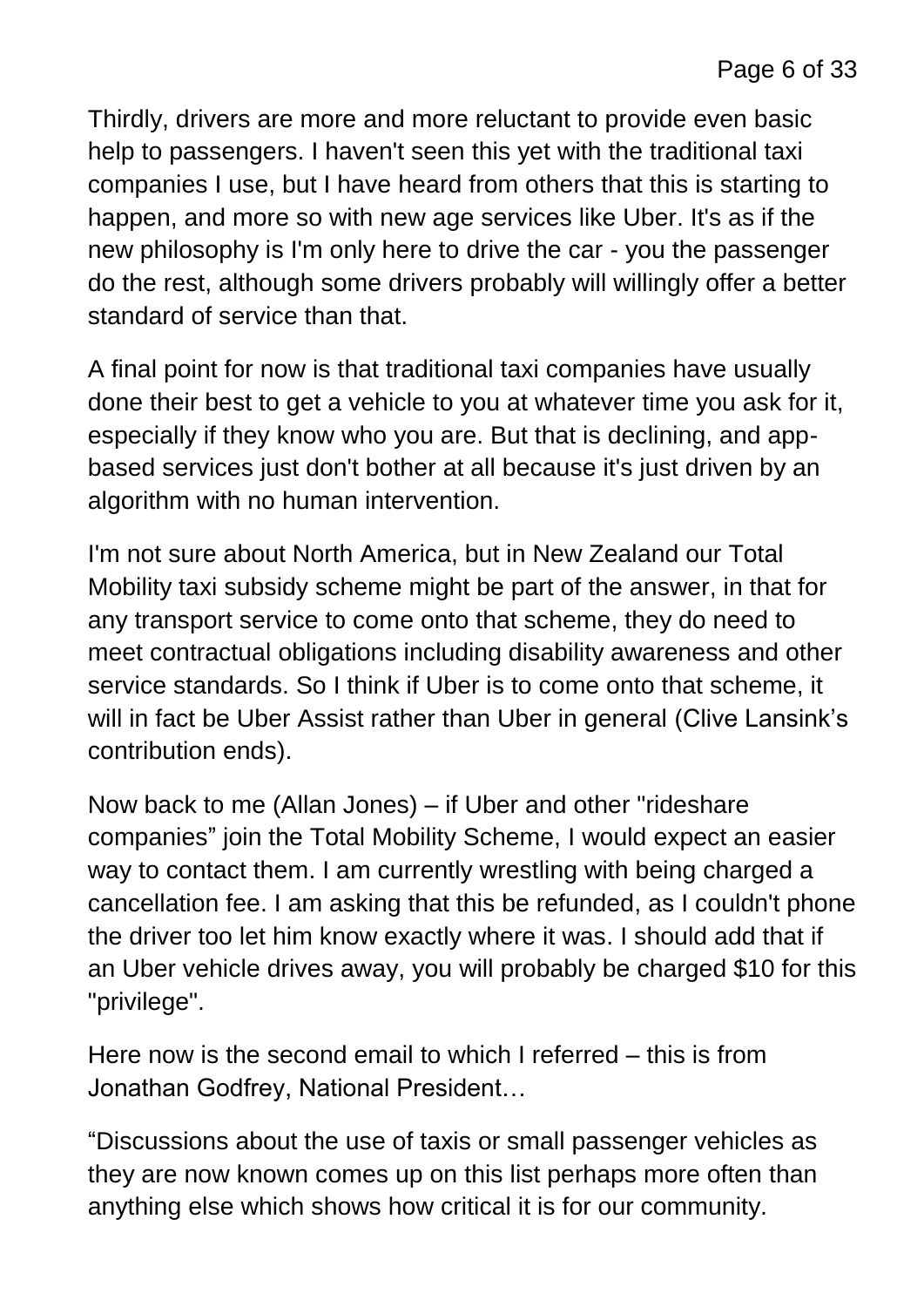Thirdly, drivers are more and more reluctant to provide even basic help to passengers. I haven't seen this yet with the traditional taxi companies I use, but I have heard from others that this is starting to happen, and more so with new age services like Uber. It's as if the new philosophy is I'm only here to drive the car - you the passenger do the rest, although some drivers probably will willingly offer a better standard of service than that.

A final point for now is that traditional taxi companies have usually done their best to get a vehicle to you at whatever time you ask for it, especially if they know who you are. But that is declining, and app-based services just don't bother at all because it's just driven by an algorithm with no human intervention.

I'm not sure about North America, but in New Zealand our Total Mobility taxi subsidy scheme might be part of the answer, in that for any transport service to come onto that scheme, they do need to meet contractual obligations including disability awareness and other service standards. So I think if Uber is to come onto that scheme, it will in fact be Uber Assist rather than Uber in general (Clive Lansink's contribution ends).

Now back to me (Allan Jones) – if Uber and other "rideshare companies" join the Total Mobility Scheme, I would expect an easier way to contact them. I am currently wrestling with being charged a cancellation fee. I am asking that this be refunded, as I couldn't phone the driver too let him know exactly where it was. I should add that if an Uber vehicle drives away, you will probably be charged $10 for this "privilege".

Here now is the second email to which I referred – this is from Jonathan Godfrey, National President…

"Discussions about the use of taxis or small passenger vehicles as they are now known comes up on this list perhaps more often than anything else which shows how critical it is for our community.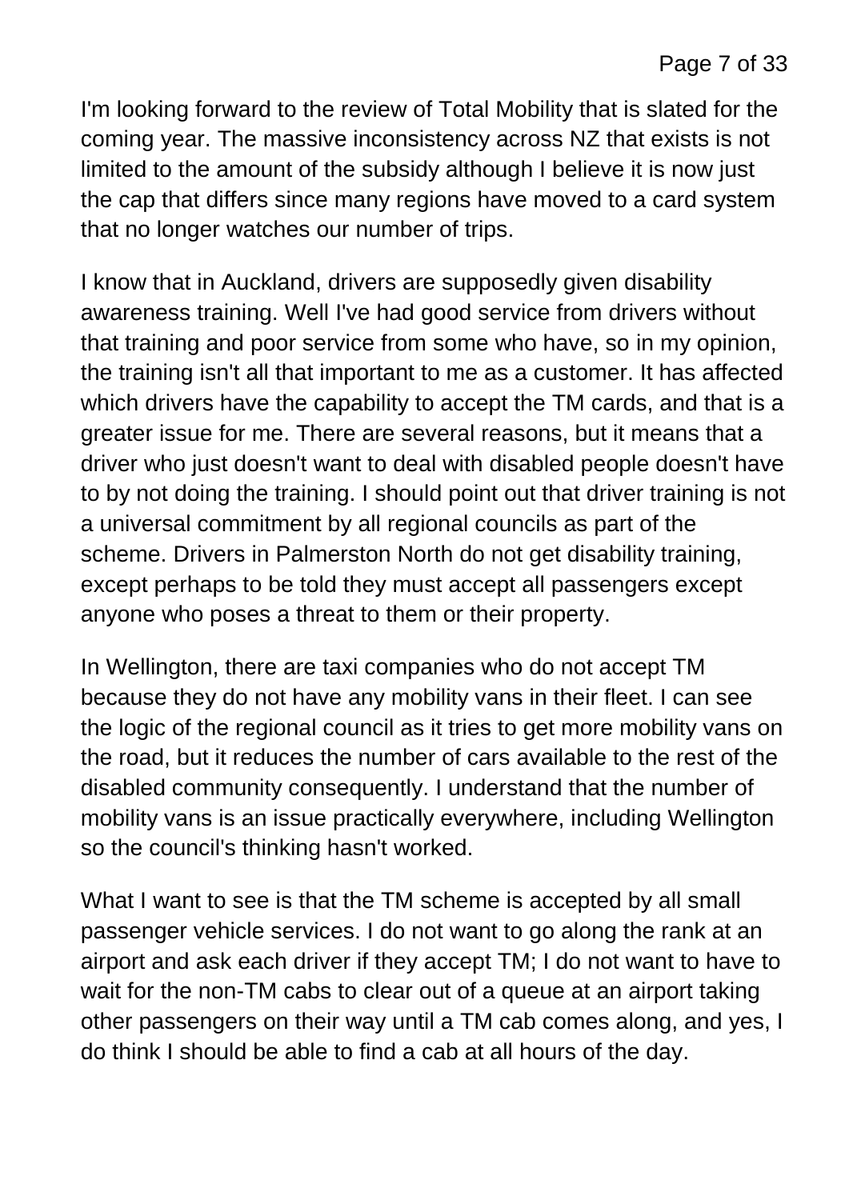I'm looking forward to the review of Total Mobility that is slated for the coming year. The massive inconsistency across NZ that exists is not limited to the amount of the subsidy although I believe it is now just the cap that differs since many regions have moved to a card system that no longer watches our number of trips.

I know that in Auckland, drivers are supposedly given disability awareness training. Well I've had good service from drivers without that training and poor service from some who have, so in my opinion, the training isn't all that important to me as a customer. It has affected which drivers have the capability to accept the TM cards, and that is a greater issue for me. There are several reasons, but it means that a driver who just doesn't want to deal with disabled people doesn't have to by not doing the training. I should point out that driver training is not a universal commitment by all regional councils as part of the scheme. Drivers in Palmerston North do not get disability training, except perhaps to be told they must accept all passengers except anyone who poses a threat to them or their property.

In Wellington, there are taxi companies who do not accept TM because they do not have any mobility vans in their fleet. I can see the logic of the regional council as it tries to get more mobility vans on the road, but it reduces the number of cars available to the rest of the disabled community consequently. I understand that the number of mobility vans is an issue practically everywhere, including Wellington so the council's thinking hasn't worked.

What I want to see is that the TM scheme is accepted by all small passenger vehicle services. I do not want to go along the rank at an airport and ask each driver if they accept TM; I do not want to have to wait for the non-TM cabs to clear out of a queue at an airport taking other passengers on their way until a TM cab comes along, and yes, I do think I should be able to find a cab at all hours of the day.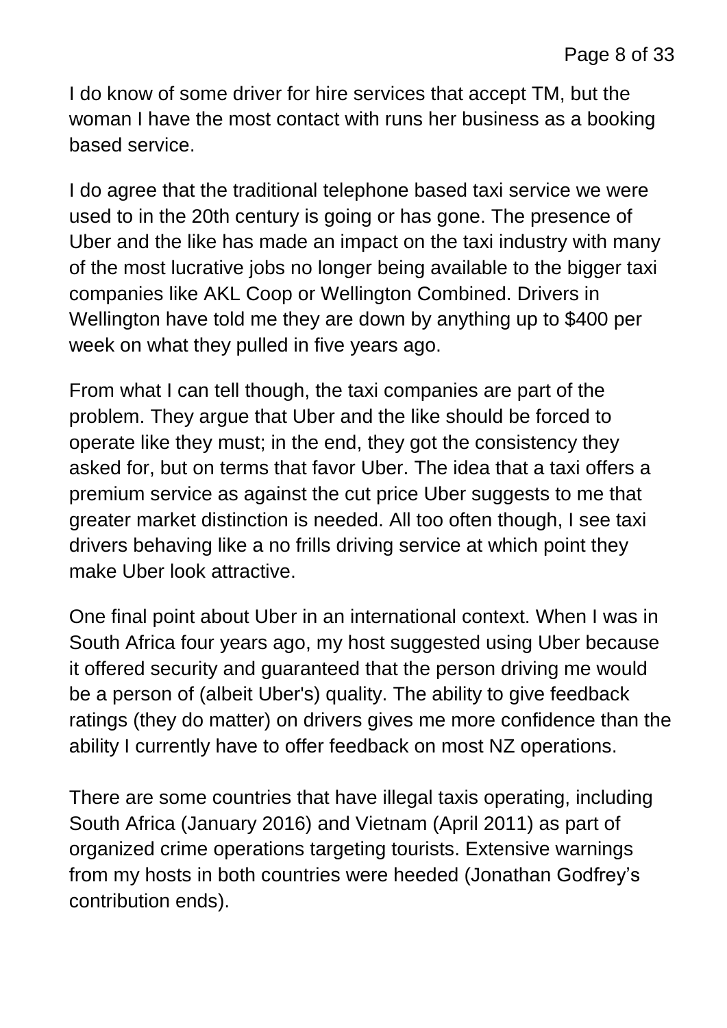I do know of some driver for hire services that accept TM, but the woman I have the most contact with runs her business as a booking based service.

I do agree that the traditional telephone based taxi service we were used to in the 20th century is going or has gone. The presence of Uber and the like has made an impact on the taxi industry with many of the most lucrative jobs no longer being available to the bigger taxi companies like AKL Coop or Wellington Combined. Drivers in Wellington have told me they are down by anything up to $400 per week on what they pulled in five years ago.

From what I can tell though, the taxi companies are part of the problem. They argue that Uber and the like should be forced to operate like they must; in the end, they got the consistency they asked for, but on terms that favor Uber. The idea that a taxi offers a premium service as against the cut price Uber suggests to me that greater market distinction is needed. All too often though, I see taxi drivers behaving like a no frills driving service at which point they make Uber look attractive.

One final point about Uber in an international context. When I was in South Africa four years ago, my host suggested using Uber because it offered security and guaranteed that the person driving me would be a person of (albeit Uber's) quality. The ability to give feedback ratings (they do matter) on drivers gives me more confidence than the ability I currently have to offer feedback on most NZ operations.

There are some countries that have illegal taxis operating, including South Africa (January 2016) and Vietnam (April 2011) as part of organized crime operations targeting tourists. Extensive warnings from my hosts in both countries were heeded (Jonathan Godfrey's contribution ends).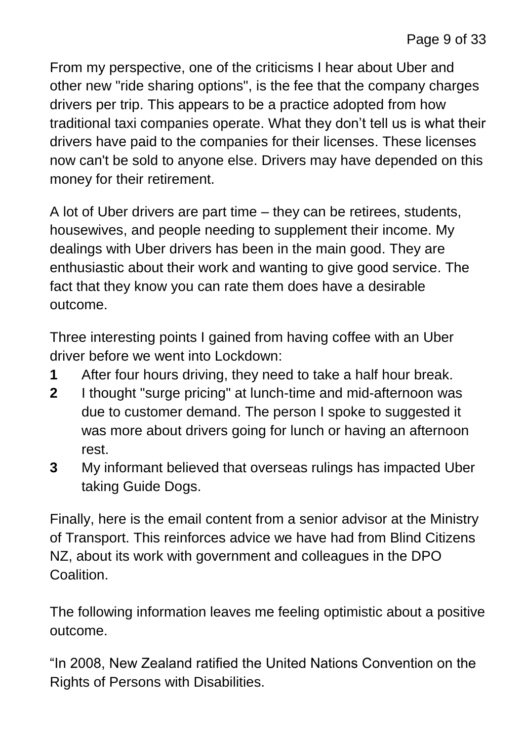From my perspective, one of the criticisms I hear about Uber and other new "ride sharing options", is the fee that the company charges drivers per trip. This appears to be a practice adopted from how traditional taxi companies operate. What they don't tell us is what their drivers have paid to the companies for their licenses. These licenses now can't be sold to anyone else. Drivers may have depended on this money for their retirement.

A lot of Uber drivers are part time – they can be retirees, students, housewives, and people needing to supplement their income. My dealings with Uber drivers has been in the main good. They are enthusiastic about their work and wanting to give good service. The fact that they know you can rate them does have a desirable outcome.

Three interesting points I gained from having coffee with an Uber driver before we went into Lockdown:

**1** After four hours driving, they need to take a half hour break.

**2** I thought "surge pricing" at lunch-time and mid-afternoon was due to customer demand. The person I spoke to suggested it was more about drivers going for lunch or having an afternoon rest.

**3** My informant believed that overseas rulings has impacted Uber taking Guide Dogs.

Finally, here is the email content from a senior advisor at the Ministry of Transport. This reinforces advice we have had from Blind Citizens NZ, about its work with government and colleagues in the DPO Coalition.

The following information leaves me feeling optimistic about a positive outcome.

"In 2008, New Zealand ratified the United Nations Convention on the Rights of Persons with Disabilities.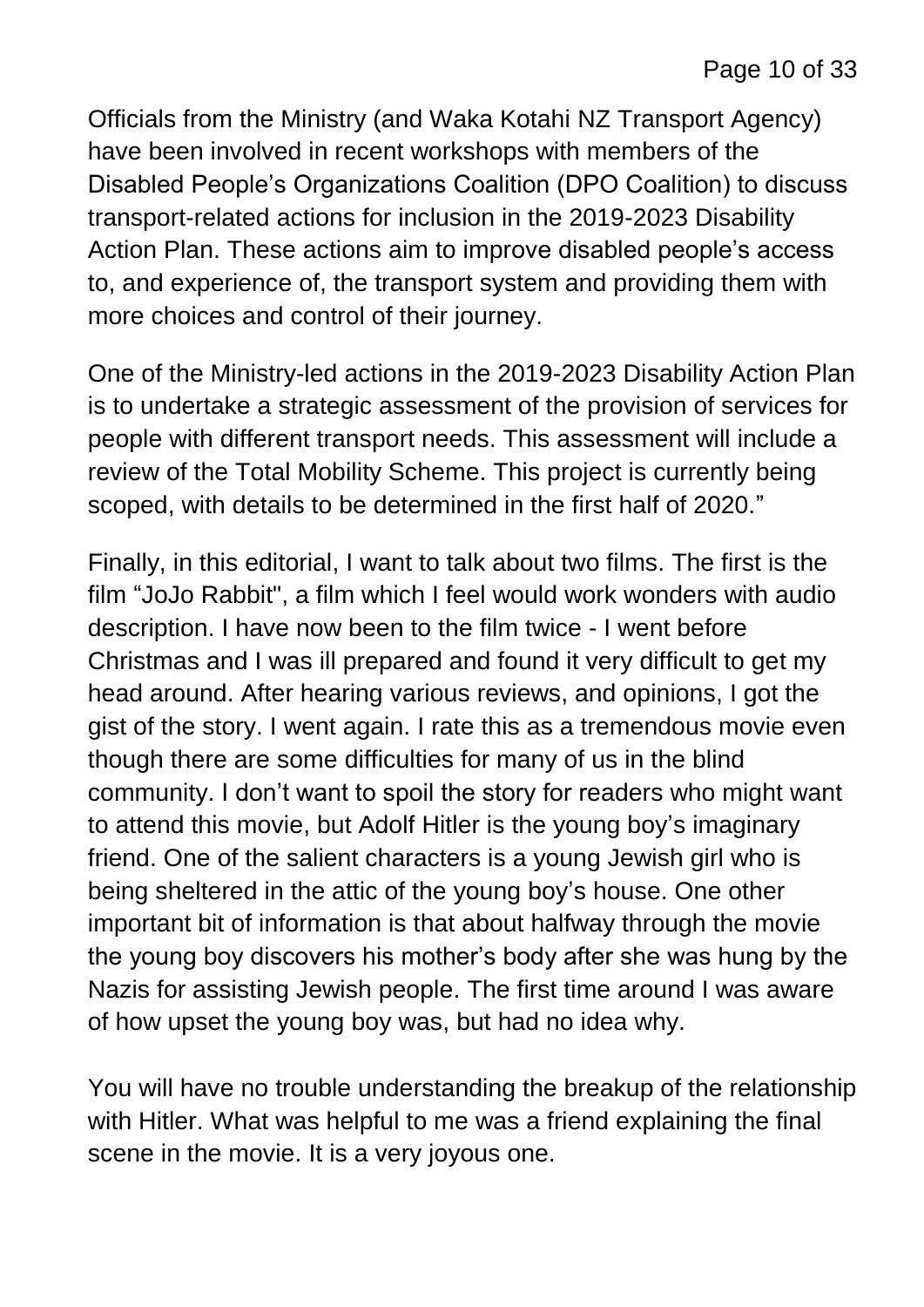Officials from the Ministry (and Waka Kotahi NZ Transport Agency) have been involved in recent workshops with members of the Disabled People's Organizations Coalition (DPO Coalition) to discuss transport-related actions for inclusion in the 2019-2023 Disability Action Plan. These actions aim to improve disabled people's access to, and experience of, the transport system and providing them with more choices and control of their journey.

One of the Ministry-led actions in the 2019-2023 Disability Action Plan is to undertake a strategic assessment of the provision of services for people with different transport needs. This assessment will include a review of the Total Mobility Scheme. This project is currently being scoped, with details to be determined in the first half of 2020."

Finally, in this editorial, I want to talk about two films. The first is the film "JoJo Rabbit", a film which I feel would work wonders with audio description. I have now been to the film twice - I went before Christmas and I was ill prepared and found it very difficult to get my head around. After hearing various reviews, and opinions, I got the gist of the story. I went again. I rate this as a tremendous movie even though there are some difficulties for many of us in the blind community. I don't want to spoil the story for readers who might want to attend this movie, but Adolf Hitler is the young boy's imaginary friend. One of the salient characters is a young Jewish girl who is being sheltered in the attic of the young boy's house. One other important bit of information is that about halfway through the movie the young boy discovers his mother's body after she was hung by the Nazis for assisting Jewish people. The first time around I was aware of how upset the young boy was, but had no idea why.

You will have no trouble understanding the breakup of the relationship with Hitler. What was helpful to me was a friend explaining the final scene in the movie. It is a very joyous one.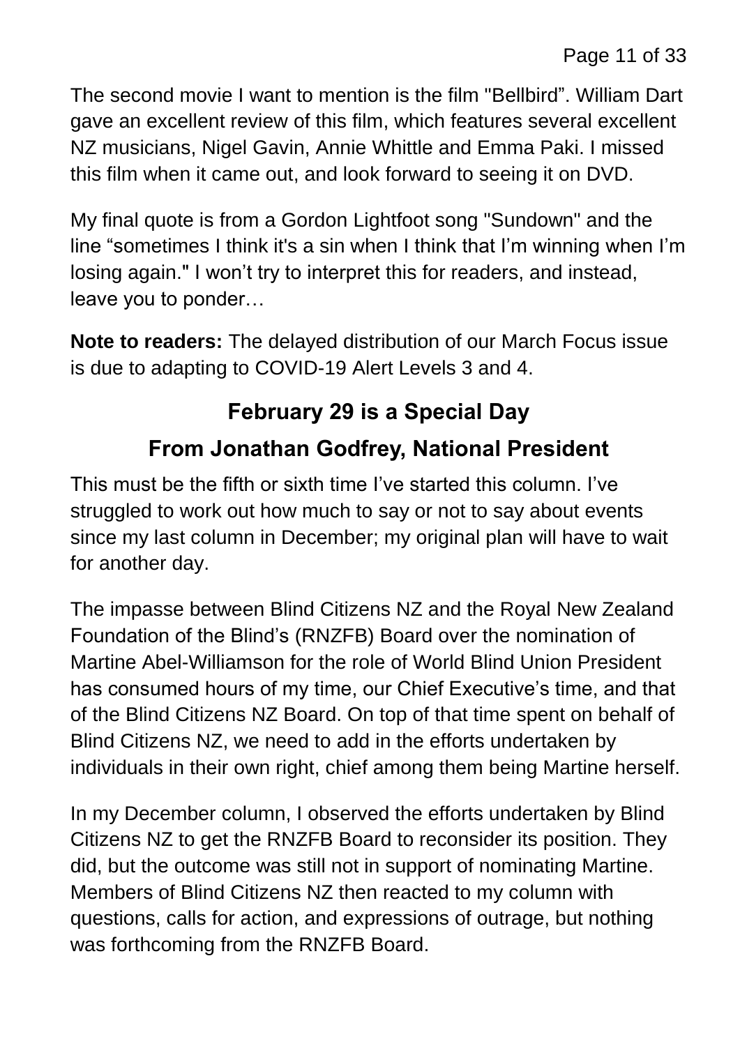The second movie I want to mention is the film "Bellbird". William Dart gave an excellent review of this film, which features several excellent NZ musicians, Nigel Gavin, Annie Whittle and Emma Paki. I missed this film when it came out, and look forward to seeing it on DVD.

My final quote is from a Gordon Lightfoot song "Sundown" and the line "sometimes I think it's a sin when I think that I'm winning when I'm losing again." I won't try to interpret this for readers, and instead, leave you to ponder…

**Note to readers:** The delayed distribution of our March Focus issue is due to adapting to COVID-19 Alert Levels 3 and 4.

## February 29 is a Special Day

## From Jonathan Godfrey, National President

This must be the fifth or sixth time I've started this column. I've struggled to work out how much to say or not to say about events since my last column in December; my original plan will have to wait for another day.

The impasse between Blind Citizens NZ and the Royal New Zealand Foundation of the Blind's (RNZFB) Board over the nomination of Martine Abel-Williamson for the role of World Blind Union President has consumed hours of my time, our Chief Executive's time, and that of the Blind Citizens NZ Board. On top of that time spent on behalf of Blind Citizens NZ, we need to add in the efforts undertaken by individuals in their own right, chief among them being Martine herself.

In my December column, I observed the efforts undertaken by Blind Citizens NZ to get the RNZFB Board to reconsider its position. They did, but the outcome was still not in support of nominating Martine. Members of Blind Citizens NZ then reacted to my column with questions, calls for action, and expressions of outrage, but nothing was forthcoming from the RNZFB Board.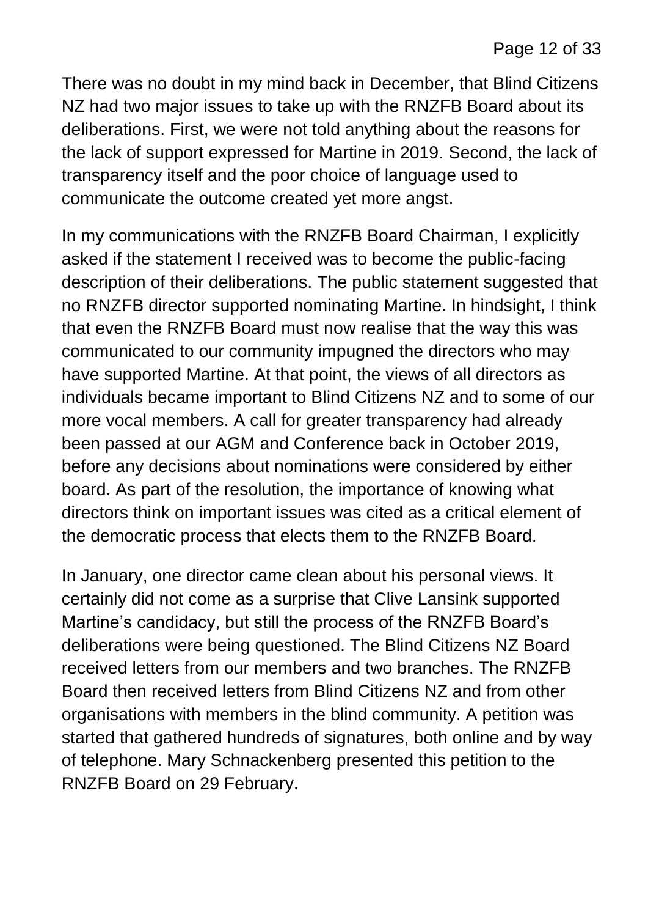There was no doubt in my mind back in December, that Blind Citizens NZ had two major issues to take up with the RNZFB Board about its deliberations. First, we were not told anything about the reasons for the lack of support expressed for Martine in 2019. Second, the lack of transparency itself and the poor choice of language used to communicate the outcome created yet more angst.

In my communications with the RNZFB Board Chairman, I explicitly asked if the statement I received was to become the public-facing description of their deliberations. The public statement suggested that no RNZFB director supported nominating Martine. In hindsight, I think that even the RNZFB Board must now realise that the way this was communicated to our community impugned the directors who may have supported Martine. At that point, the views of all directors as individuals became important to Blind Citizens NZ and to some of our more vocal members. A call for greater transparency had already been passed at our AGM and Conference back in October 2019, before any decisions about nominations were considered by either board. As part of the resolution, the importance of knowing what directors think on important issues was cited as a critical element of the democratic process that elects them to the RNZFB Board.

In January, one director came clean about his personal views. It certainly did not come as a surprise that Clive Lansink supported Martine's candidacy, but still the process of the RNZFB Board's deliberations were being questioned. The Blind Citizens NZ Board received letters from our members and two branches. The RNZFB Board then received letters from Blind Citizens NZ and from other organisations with members in the blind community. A petition was started that gathered hundreds of signatures, both online and by way of telephone. Mary Schnackenberg presented this petition to the RNZFB Board on 29 February.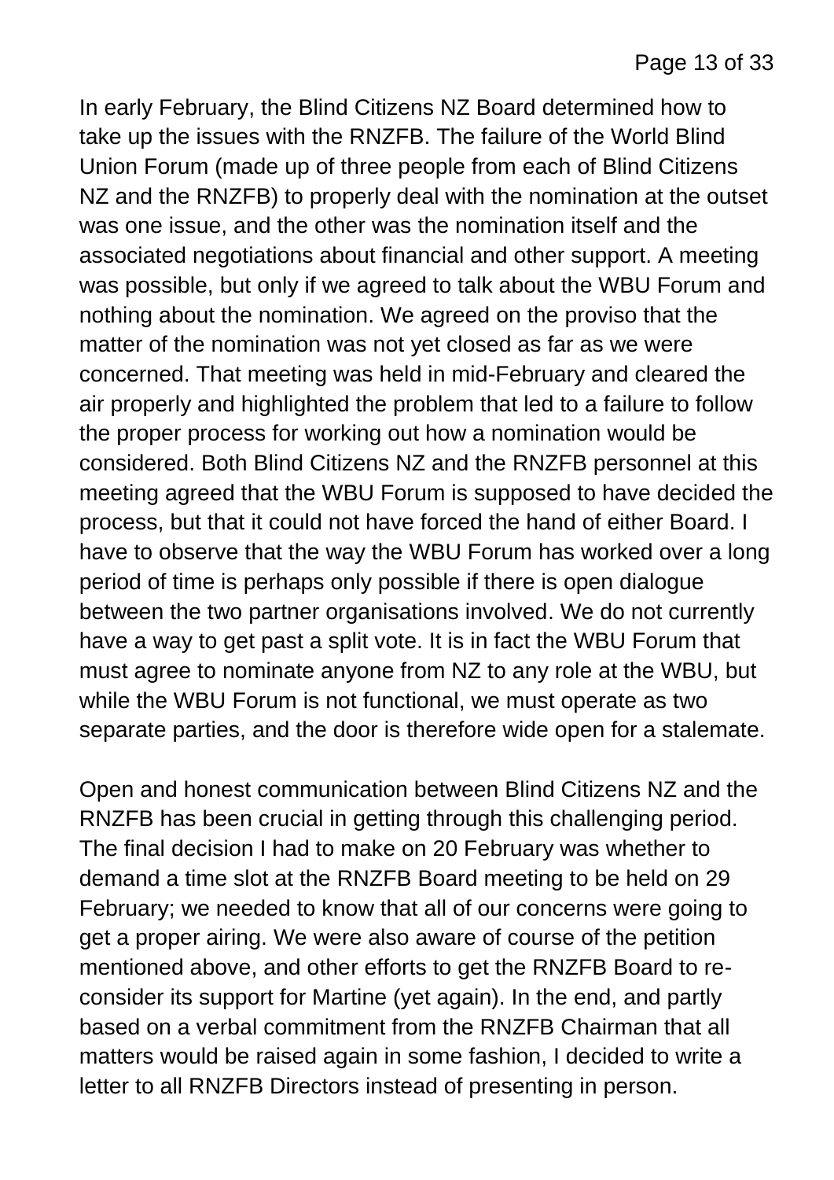In early February, the Blind Citizens NZ Board determined how to take up the issues with the RNZFB. The failure of the World Blind Union Forum (made up of three people from each of Blind Citizens NZ and the RNZFB) to properly deal with the nomination at the outset was one issue, and the other was the nomination itself and the associated negotiations about financial and other support. A meeting was possible, but only if we agreed to talk about the WBU Forum and nothing about the nomination. We agreed on the proviso that the matter of the nomination was not yet closed as far as we were concerned. That meeting was held in mid-February and cleared the air properly and highlighted the problem that led to a failure to follow the proper process for working out how a nomination would be considered. Both Blind Citizens NZ and the RNZFB personnel at this meeting agreed that the WBU Forum is supposed to have decided the process, but that it could not have forced the hand of either Board. I have to observe that the way the WBU Forum has worked over a long period of time is perhaps only possible if there is open dialogue between the two partner organisations involved. We do not currently have a way to get past a split vote. It is in fact the WBU Forum that must agree to nominate anyone from NZ to any role at the WBU, but while the WBU Forum is not functional, we must operate as two separate parties, and the door is therefore wide open for a stalemate.

Open and honest communication between Blind Citizens NZ and the RNZFB has been crucial in getting through this challenging period. The final decision I had to make on 20 February was whether to demand a time slot at the RNZFB Board meeting to be held on 29 February; we needed to know that all of our concerns were going to get a proper airing. We were also aware of course of the petition mentioned above, and other efforts to get the RNZFB Board to re-consider its support for Martine (yet again). In the end, and partly based on a verbal commitment from the RNZFB Chairman that all matters would be raised again in some fashion, I decided to write a letter to all RNZFB Directors instead of presenting in person.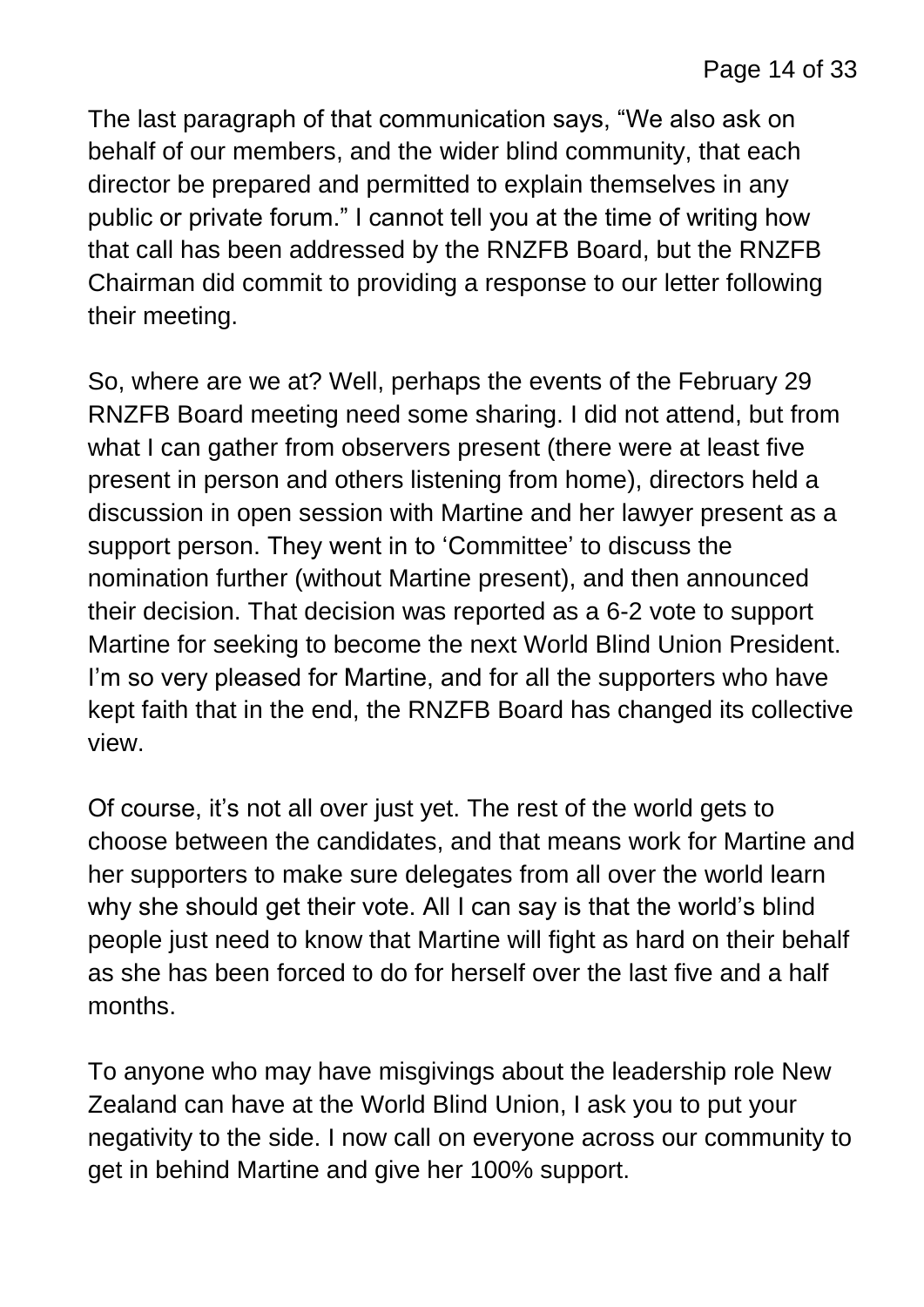The last paragraph of that communication says, “We also ask on behalf of our members, and the wider blind community, that each director be prepared and permitted to explain themselves in any public or private forum.” I cannot tell you at the time of writing how that call has been addressed by the RNZFB Board, but the RNZFB Chairman did commit to providing a response to our letter following their meeting.

So, where are we at? Well, perhaps the events of the February 29 RNZFB Board meeting need some sharing. I did not attend, but from what I can gather from observers present (there were at least five present in person and others listening from home), directors held a discussion in open session with Martine and her lawyer present as a support person. They went in to ‘Committee’ to discuss the nomination further (without Martine present), and then announced their decision. That decision was reported as a 6-2 vote to support Martine for seeking to become the next World Blind Union President. I’m so very pleased for Martine, and for all the supporters who have kept faith that in the end, the RNZFB Board has changed its collective view.

Of course, it’s not all over just yet. The rest of the world gets to choose between the candidates, and that means work for Martine and her supporters to make sure delegates from all over the world learn why she should get their vote. All I can say is that the world’s blind people just need to know that Martine will fight as hard on their behalf as she has been forced to do for herself over the last five and a half months.

To anyone who may have misgivings about the leadership role New Zealand can have at the World Blind Union, I ask you to put your negativity to the side. I now call on everyone across our community to get in behind Martine and give her 100% support.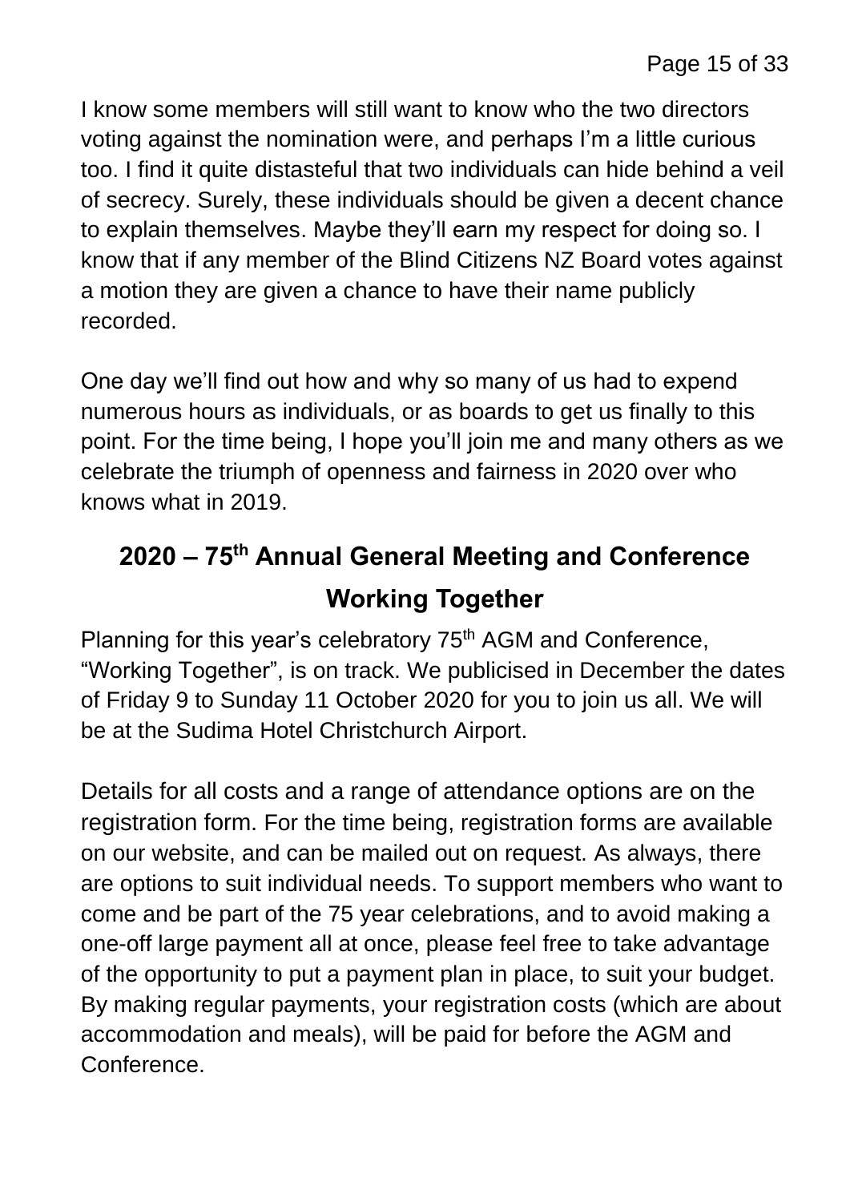I know some members will still want to know who the two directors voting against the nomination were, and perhaps I'm a little curious too. I find it quite distasteful that two individuals can hide behind a veil of secrecy. Surely, these individuals should be given a decent chance to explain themselves. Maybe they'll earn my respect for doing so. I know that if any member of the Blind Citizens NZ Board votes against a motion they are given a chance to have their name publicly recorded.

One day we'll find out how and why so many of us had to expend numerous hours as individuals, or as boards to get us finally to this point. For the time being, I hope you'll join me and many others as we celebrate the triumph of openness and fairness in 2020 over who knows what in 2019.

## 2020 – 75th Annual General Meeting and Conference Working Together

Planning for this year's celebratory 75th AGM and Conference, "Working Together", is on track. We publicised in December the dates of Friday 9 to Sunday 11 October 2020 for you to join us all. We will be at the Sudima Hotel Christchurch Airport.

Details for all costs and a range of attendance options are on the registration form. For the time being, registration forms are available on our website, and can be mailed out on request. As always, there are options to suit individual needs. To support members who want to come and be part of the 75 year celebrations, and to avoid making a one-off large payment all at once, please feel free to take advantage of the opportunity to put a payment plan in place, to suit your budget. By making regular payments, your registration costs (which are about accommodation and meals), will be paid for before the AGM and Conference.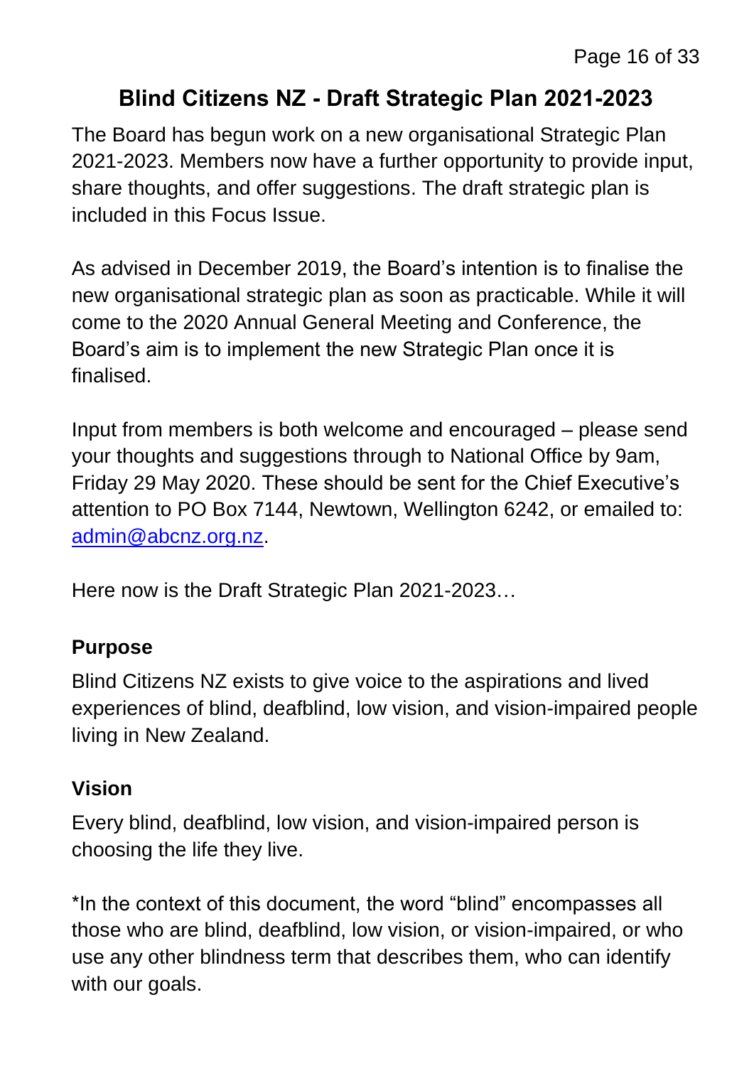## Blind Citizens NZ - Draft Strategic Plan 2021-2023

The Board has begun work on a new organisational Strategic Plan 2021-2023. Members now have a further opportunity to provide input, share thoughts, and offer suggestions. The draft strategic plan is included in this Focus Issue.

As advised in December 2019, the Board's intention is to finalise the new organisational strategic plan as soon as practicable. While it will come to the 2020 Annual General Meeting and Conference, the Board's aim is to implement the new Strategic Plan once it is finalised.

Input from members is both welcome and encouraged – please send your thoughts and suggestions through to National Office by 9am, Friday 29 May 2020. These should be sent for the Chief Executive's attention to PO Box 7144, Newtown, Wellington 6242, or emailed to: [admin@abcnz.org.nz](mailto:admin@abcnz.org.nz).

Here now is the Draft Strategic Plan 2021-2023…

### Purpose

Blind Citizens NZ exists to give voice to the aspirations and lived experiences of blind, deafblind, low vision, and vision-impaired people living in New Zealand.

### Vision

Every blind, deafblind, low vision, and vision-impaired person is choosing the life they live.

*In the context of this document, the word "blind" encompasses all those who are blind, deafblind, low vision, or vision-impaired, or who use any other blindness term that describes them, who can identify with our goals.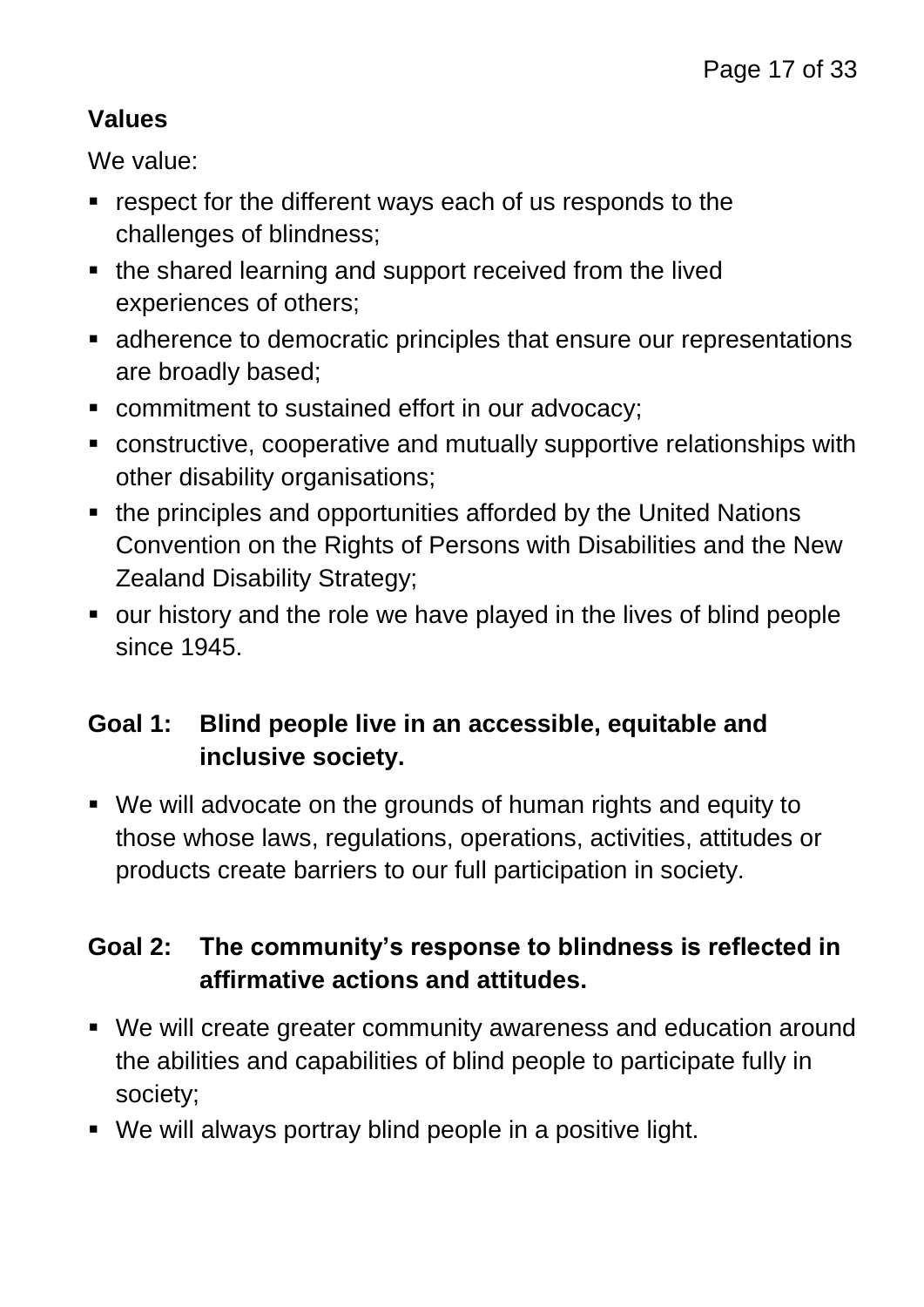**Values**

We value:

- respect for the different ways each of us responds to the challenges of blindness;
- the shared learning and support received from the lived experiences of others;
- adherence to democratic principles that ensure our representations are broadly based;
- commitment to sustained effort in our advocacy;
- constructive, cooperative and mutually supportive relationships with other disability organisations;
- the principles and opportunities afforded by the United Nations Convention on the Rights of Persons with Disabilities and the New Zealand Disability Strategy;
- our history and the role we have played in the lives of blind people since 1945.

**Goal 1: Blind people live in an accessible, equitable and inclusive society.**

- We will advocate on the grounds of human rights and equity to those whose laws, regulations, operations, activities, attitudes or products create barriers to our full participation in society.

**Goal 2: The community's response to blindness is reflected in affirmative actions and attitudes.**

- We will create greater community awareness and education around the abilities and capabilities of blind people to participate fully in society;
- We will always portray blind people in a positive light.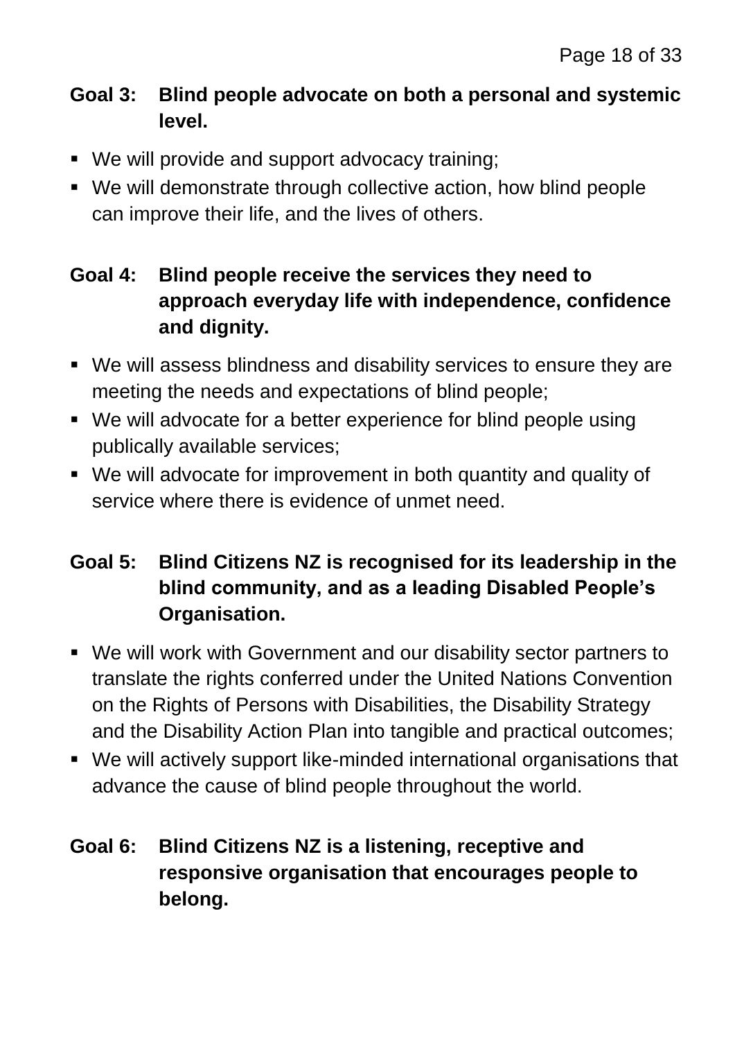**Goal 3: Blind people advocate on both a personal and systemic level.**

- We will provide and support advocacy training;
- We will demonstrate through collective action, how blind people can improve their life, and the lives of others.

**Goal 4: Blind people receive the services they need to approach everyday life with independence, confidence and dignity.**

- We will assess blindness and disability services to ensure they are meeting the needs and expectations of blind people;
- We will advocate for a better experience for blind people using publically available services;
- We will advocate for improvement in both quantity and quality of service where there is evidence of unmet need.

**Goal 5: Blind Citizens NZ is recognised for its leadership in the blind community, and as a leading Disabled People's Organisation.**

- We will work with Government and our disability sector partners to translate the rights conferred under the United Nations Convention on the Rights of Persons with Disabilities, the Disability Strategy and the Disability Action Plan into tangible and practical outcomes;
- We will actively support like-minded international organisations that advance the cause of blind people throughout the world.

**Goal 6: Blind Citizens NZ is a listening, receptive and responsive organisation that encourages people to belong.**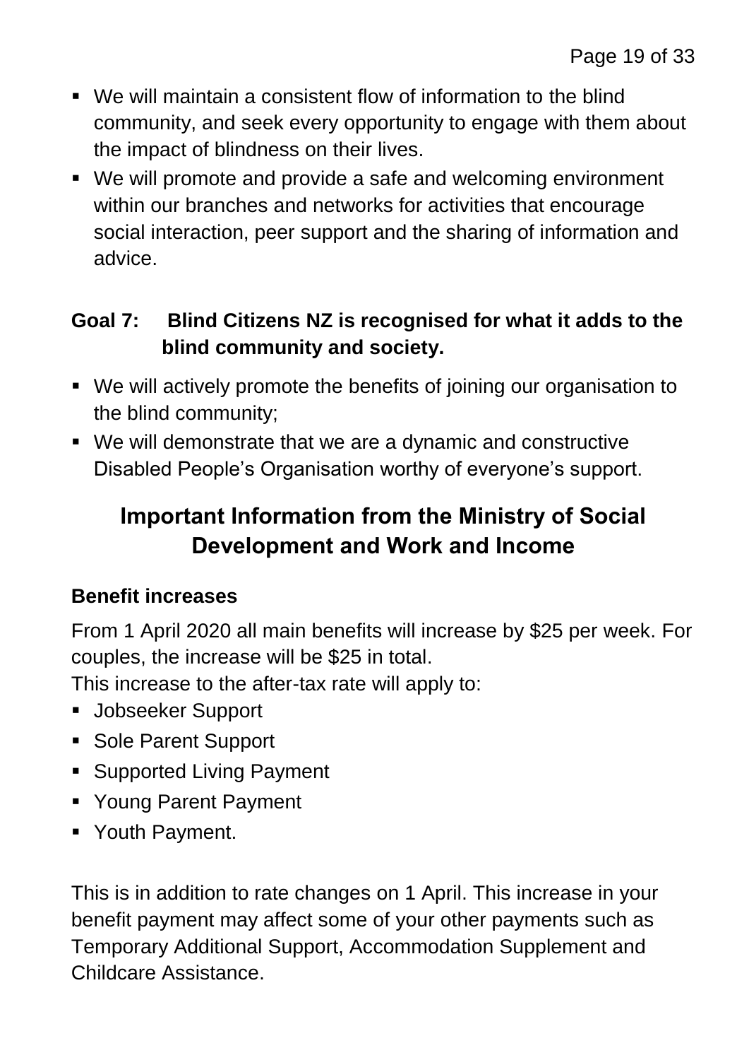- We will maintain a consistent flow of information to the blind community, and seek every opportunity to engage with them about the impact of blindness on their lives.
- We will promote and provide a safe and welcoming environment within our branches and networks for activities that encourage social interaction, peer support and the sharing of information and advice.

### Goal 7: Blind Citizens NZ is recognised for what it adds to the blind community and society.

- We will actively promote the benefits of joining our organisation to the blind community;
- We will demonstrate that we are a dynamic and constructive Disabled People's Organisation worthy of everyone's support.

## Important Information from the Ministry of Social Development and Work and Income

### Benefit increases

From 1 April 2020 all main benefits will increase by $25 per week. For couples, the increase will be $25 in total.

This increase to the after-tax rate will apply to:

- Jobseeker Support
- Sole Parent Support
- Supported Living Payment
- Young Parent Payment
- Youth Payment.

This is in addition to rate changes on 1 April. This increase in your benefit payment may affect some of your other payments such as Temporary Additional Support, Accommodation Supplement and Childcare Assistance.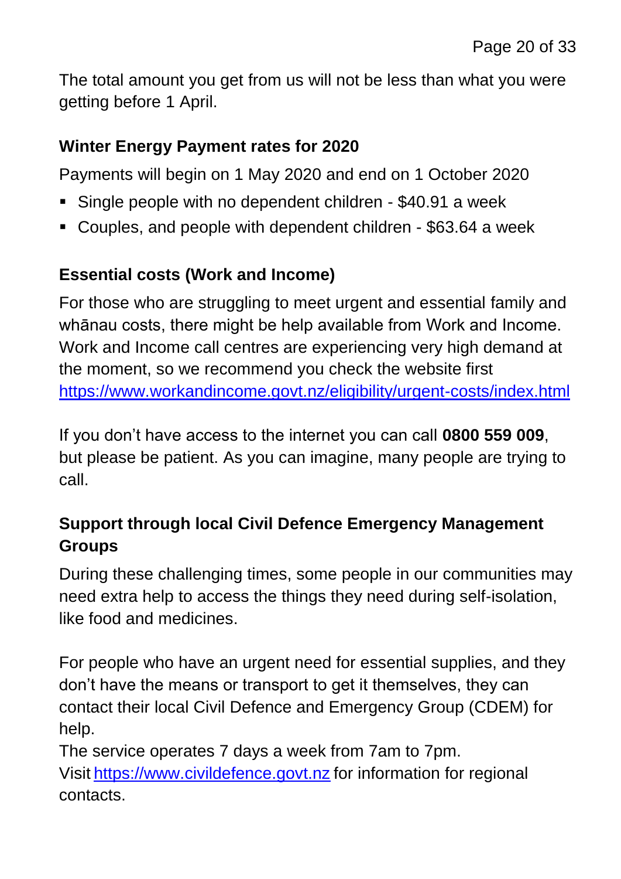The total amount you get from us will not be less than what you were getting before 1 April.

### Winter Energy Payment rates for 2020

Payments will begin on 1 May 2020 and end on 1 October 2020

- Single people with no dependent children - $40.91 a week
- Couples, and people with dependent children - $63.64 a week

### Essential costs (Work and Income)

For those who are struggling to meet urgent and essential family and whānau costs, there might be help available from Work and Income. Work and Income call centres are experiencing very high demand at the moment, so we recommend you check the website first https://www.workandincome.govt.nz/eligibility/urgent-costs/index.html

If you don't have access to the internet you can call **0800 559 009**, but please be patient. As you can imagine, many people are trying to call.

### Support through local Civil Defence Emergency Management Groups

During these challenging times, some people in our communities may need extra help to access the things they need during self-isolation, like food and medicines.

For people who have an urgent need for essential supplies, and they don't have the means or transport to get it themselves, they can contact their local Civil Defence and Emergency Group (CDEM) for help.
The service operates 7 days a week from 7am to 7pm.
Visit https://www.civildefence.govt.nz for information for regional contacts.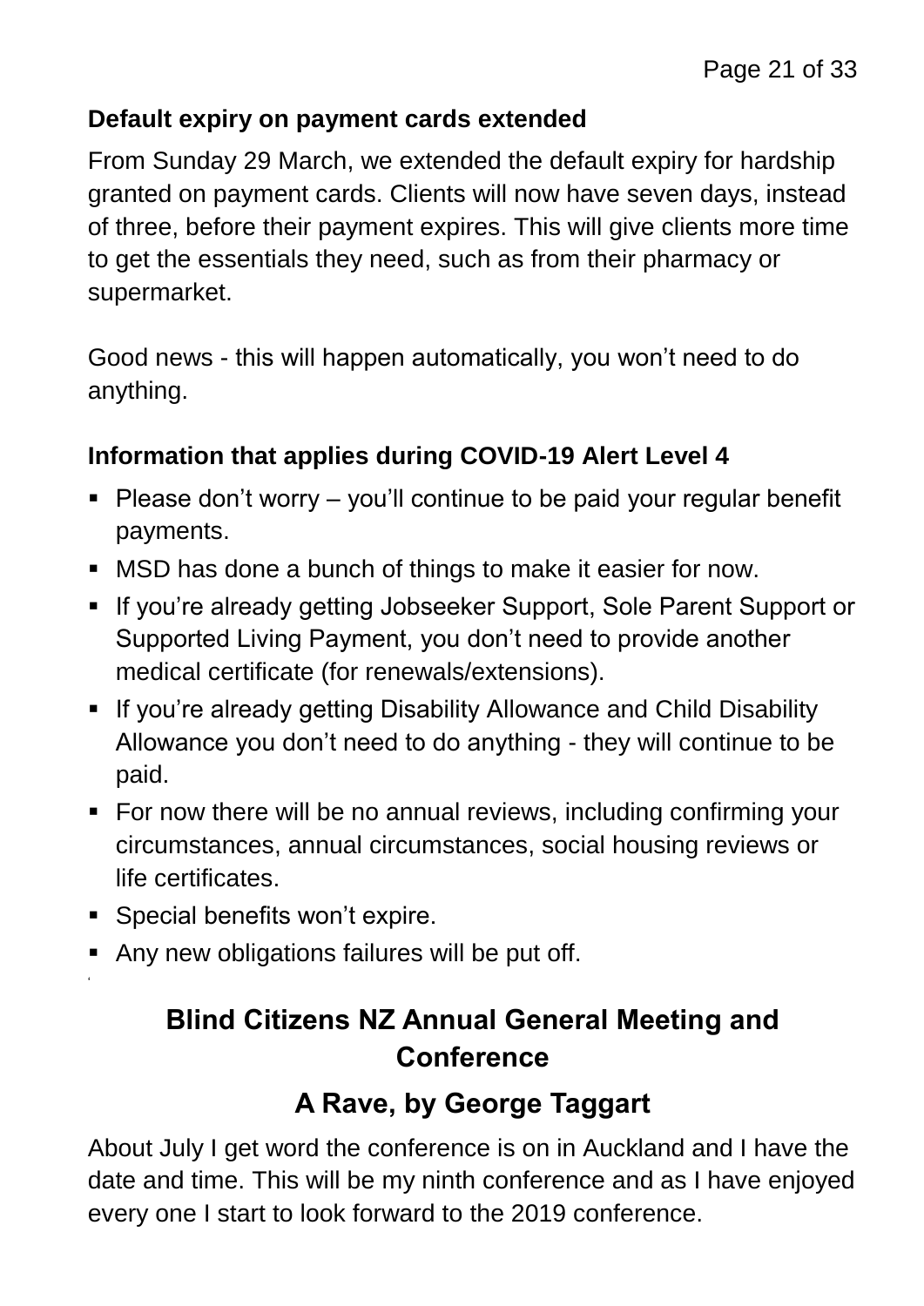### Default expiry on payment cards extended

From Sunday 29 March, we extended the default expiry for hardship granted on payment cards. Clients will now have seven days, instead of three, before their payment expires. This will give clients more time to get the essentials they need, such as from their pharmacy or supermarket.

Good news - this will happen automatically, you won't need to do anything.

### Information that applies during COVID-19 Alert Level 4

- Please don't worry – you'll continue to be paid your regular benefit payments.
- MSD has done a bunch of things to make it easier for now.
- If you're already getting Jobseeker Support, Sole Parent Support or Supported Living Payment, you don't need to provide another medical certificate (for renewals/extensions).
- If you're already getting Disability Allowance and Child Disability Allowance you don't need to do anything - they will continue to be paid.
- For now there will be no annual reviews, including confirming your circumstances, annual circumstances, social housing reviews or life certificates.
- Special benefits won't expire.
- Any new obligations failures will be put off.

## Blind Citizens NZ Annual General Meeting and Conference

## A Rave, by George Taggart

About July I get word the conference is on in Auckland and I have the date and time. This will be my ninth conference and as I have enjoyed every one I start to look forward to the 2019 conference.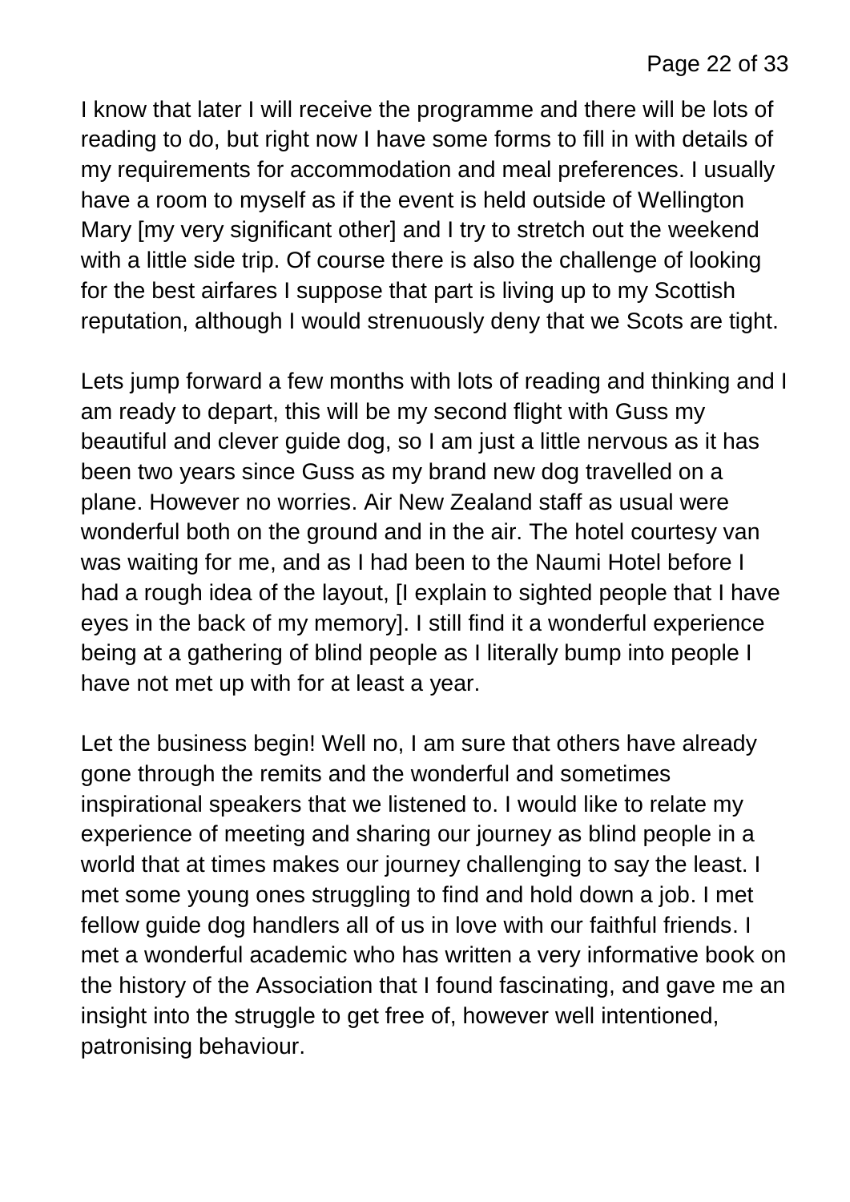I know that later I will receive the programme and there will be lots of reading to do, but right now I have some forms to fill in with details of my requirements for accommodation and meal preferences. I usually have a room to myself as if the event is held outside of Wellington Mary [my very significant other] and I try to stretch out the weekend with a little side trip. Of course there is also the challenge of looking for the best airfares I suppose that part is living up to my Scottish reputation, although I would strenuously deny that we Scots are tight.

Lets jump forward a few months with lots of reading and thinking and I am ready to depart, this will be my second flight with Guss my beautiful and clever guide dog, so I am just a little nervous as it has been two years since Guss as my brand new dog travelled on a plane. However no worries. Air New Zealand staff as usual were wonderful both on the ground and in the air. The hotel courtesy van was waiting for me, and as I had been to the Naumi Hotel before I had a rough idea of the layout, [I explain to sighted people that I have eyes in the back of my memory]. I still find it a wonderful experience being at a gathering of blind people as I literally bump into people I have not met up with for at least a year.

Let the business begin! Well no, I am sure that others have already gone through the remits and the wonderful and sometimes inspirational speakers that we listened to. I would like to relate my experience of meeting and sharing our journey as blind people in a world that at times makes our journey challenging to say the least. I met some young ones struggling to find and hold down a job. I met fellow guide dog handlers all of us in love with our faithful friends. I met a wonderful academic who has written a very informative book on the history of the Association that I found fascinating, and gave me an insight into the struggle to get free of, however well intentioned, patronising behaviour.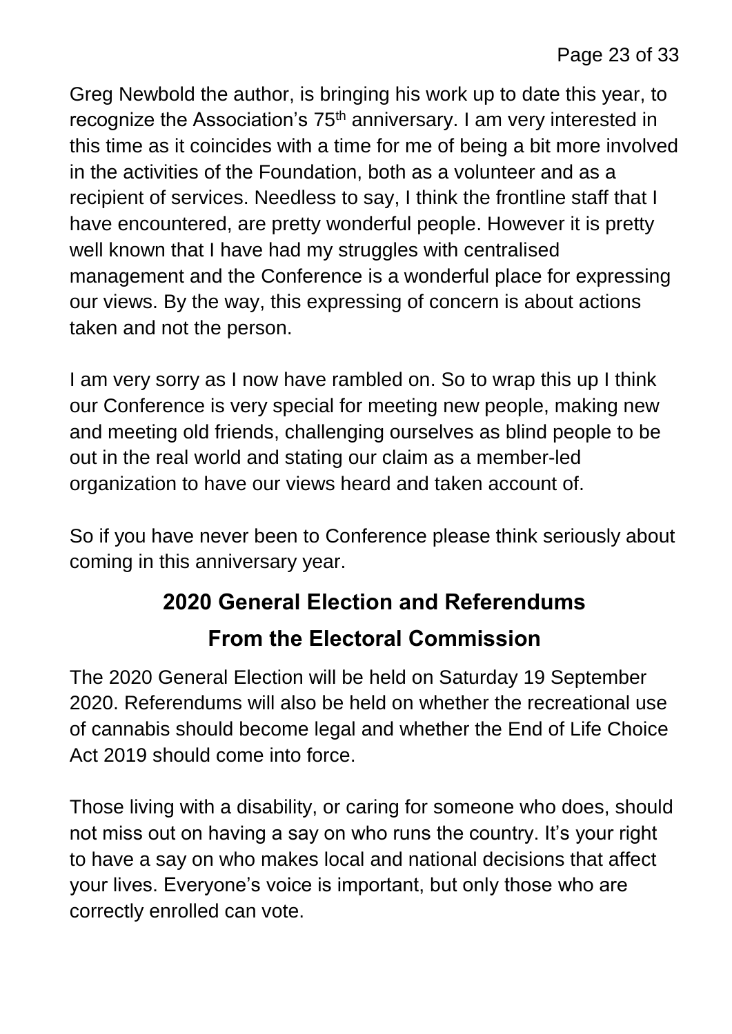Greg Newbold the author, is bringing his work up to date this year, to recognize the Association's 75th anniversary. I am very interested in this time as it coincides with a time for me of being a bit more involved in the activities of the Foundation, both as a volunteer and as a recipient of services. Needless to say, I think the frontline staff that I have encountered, are pretty wonderful people. However it is pretty well known that I have had my struggles with centralised management and the Conference is a wonderful place for expressing our views. By the way, this expressing of concern is about actions taken and not the person.

I am very sorry as I now have rambled on. So to wrap this up I think our Conference is very special for meeting new people, making new and meeting old friends, challenging ourselves as blind people to be out in the real world and stating our claim as a member-led organization to have our views heard and taken account of.

So if you have never been to Conference please think seriously about coming in this anniversary year.

## 2020 General Election and Referendums

## From the Electoral Commission

The 2020 General Election will be held on Saturday 19 September 2020. Referendums will also be held on whether the recreational use of cannabis should become legal and whether the End of Life Choice Act 2019 should come into force.

Those living with a disability, or caring for someone who does, should not miss out on having a say on who runs the country. It's your right to have a say on who makes local and national decisions that affect your lives. Everyone's voice is important, but only those who are correctly enrolled can vote.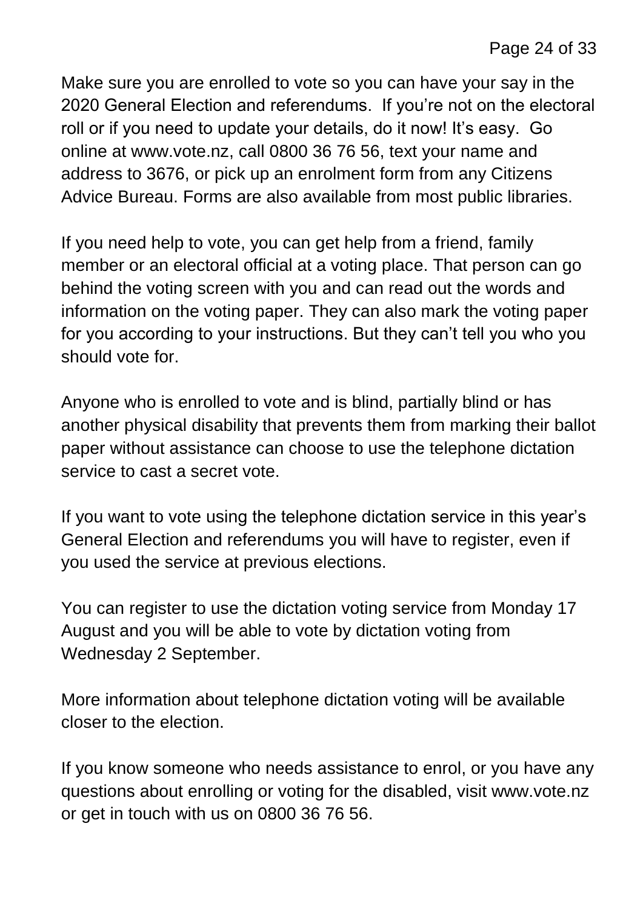Make sure you are enrolled to vote so you can have your say in the 2020 General Election and referendums. If you're not on the electoral roll or if you need to update your details, do it now! It's easy. Go online at www.vote.nz, call 0800 36 76 56, text your name and address to 3676, or pick up an enrolment form from any Citizens Advice Bureau. Forms are also available from most public libraries.

If you need help to vote, you can get help from a friend, family member or an electoral official at a voting place. That person can go behind the voting screen with you and can read out the words and information on the voting paper. They can also mark the voting paper for you according to your instructions. But they can't tell you who you should vote for.

Anyone who is enrolled to vote and is blind, partially blind or has another physical disability that prevents them from marking their ballot paper without assistance can choose to use the telephone dictation service to cast a secret vote.

If you want to vote using the telephone dictation service in this year's General Election and referendums you will have to register, even if you used the service at previous elections.

You can register to use the dictation voting service from Monday 17 August and you will be able to vote by dictation voting from Wednesday 2 September.

More information about telephone dictation voting will be available closer to the election.

If you know someone who needs assistance to enrol, or you have any questions about enrolling or voting for the disabled, visit www.vote.nz or get in touch with us on 0800 36 76 56.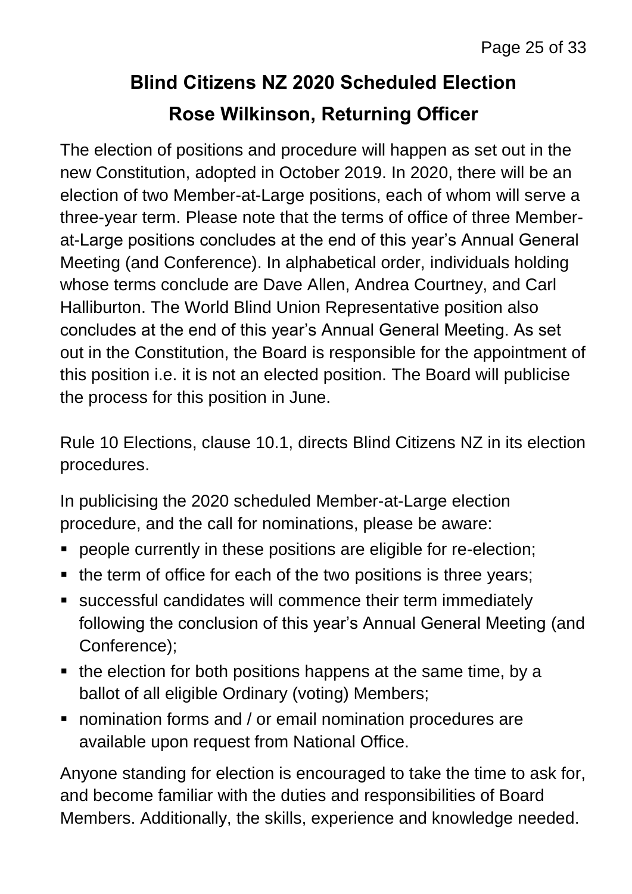# Blind Citizens NZ 2020 Scheduled Election

## Rose Wilkinson, Returning Officer

The election of positions and procedure will happen as set out in the new Constitution, adopted in October 2019. In 2020, there will be an election of two Member-at-Large positions, each of whom will serve a three-year term. Please note that the terms of office of three Member-at-Large positions concludes at the end of this year's Annual General Meeting (and Conference). In alphabetical order, individuals holding whose terms conclude are Dave Allen, Andrea Courtney, and Carl Halliburton. The World Blind Union Representative position also concludes at the end of this year's Annual General Meeting. As set out in the Constitution, the Board is responsible for the appointment of this position i.e. it is not an elected position. The Board will publicise the process for this position in June.

Rule 10 Elections, clause 10.1, directs Blind Citizens NZ in its election procedures.

In publicising the 2020 scheduled Member-at-Large election procedure, and the call for nominations, please be aware:

- people currently in these positions are eligible for re-election;
- the term of office for each of the two positions is three years;
- successful candidates will commence their term immediately following the conclusion of this year's Annual General Meeting (and Conference);
- the election for both positions happens at the same time, by a ballot of all eligible Ordinary (voting) Members;
- nomination forms and / or email nomination procedures are available upon request from National Office.

Anyone standing for election is encouraged to take the time to ask for, and become familiar with the duties and responsibilities of Board Members. Additionally, the skills, experience and knowledge needed.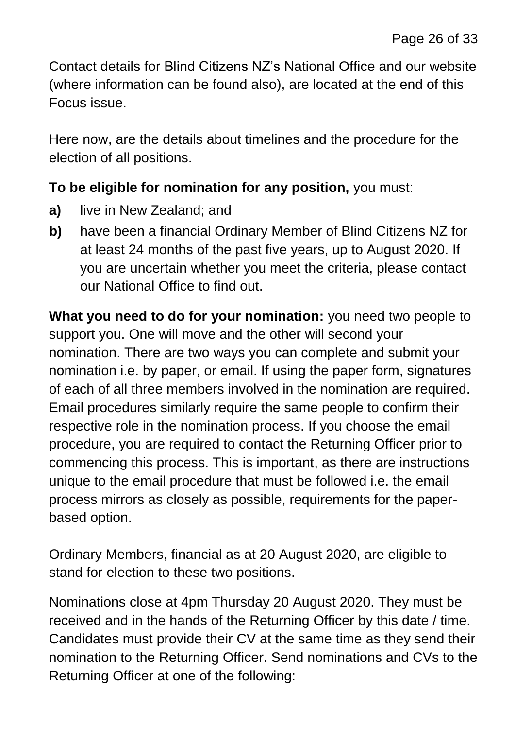Contact details for Blind Citizens NZ's National Office and our website (where information can be found also), are located at the end of this Focus issue.

Here now, are the details about timelines and the procedure for the election of all positions.

**To be eligible for nomination for any position,** you must:

**a)** live in New Zealand; and

**b)** have been a financial Ordinary Member of Blind Citizens NZ for at least 24 months of the past five years, up to August 2020. If you are uncertain whether you meet the criteria, please contact our National Office to find out.

**What you need to do for your nomination:** you need two people to support you. One will move and the other will second your nomination. There are two ways you can complete and submit your nomination i.e. by paper, or email. If using the paper form, signatures of each of all three members involved in the nomination are required. Email procedures similarly require the same people to confirm their respective role in the nomination process. If you choose the email procedure, you are required to contact the Returning Officer prior to commencing this process. This is important, as there are instructions unique to the email procedure that must be followed i.e. the email process mirrors as closely as possible, requirements for the paper-based option.

Ordinary Members, financial as at 20 August 2020, are eligible to stand for election to these two positions.

Nominations close at 4pm Thursday 20 August 2020. They must be received and in the hands of the Returning Officer by this date / time. Candidates must provide their CV at the same time as they send their nomination to the Returning Officer. Send nominations and CVs to the Returning Officer at one of the following: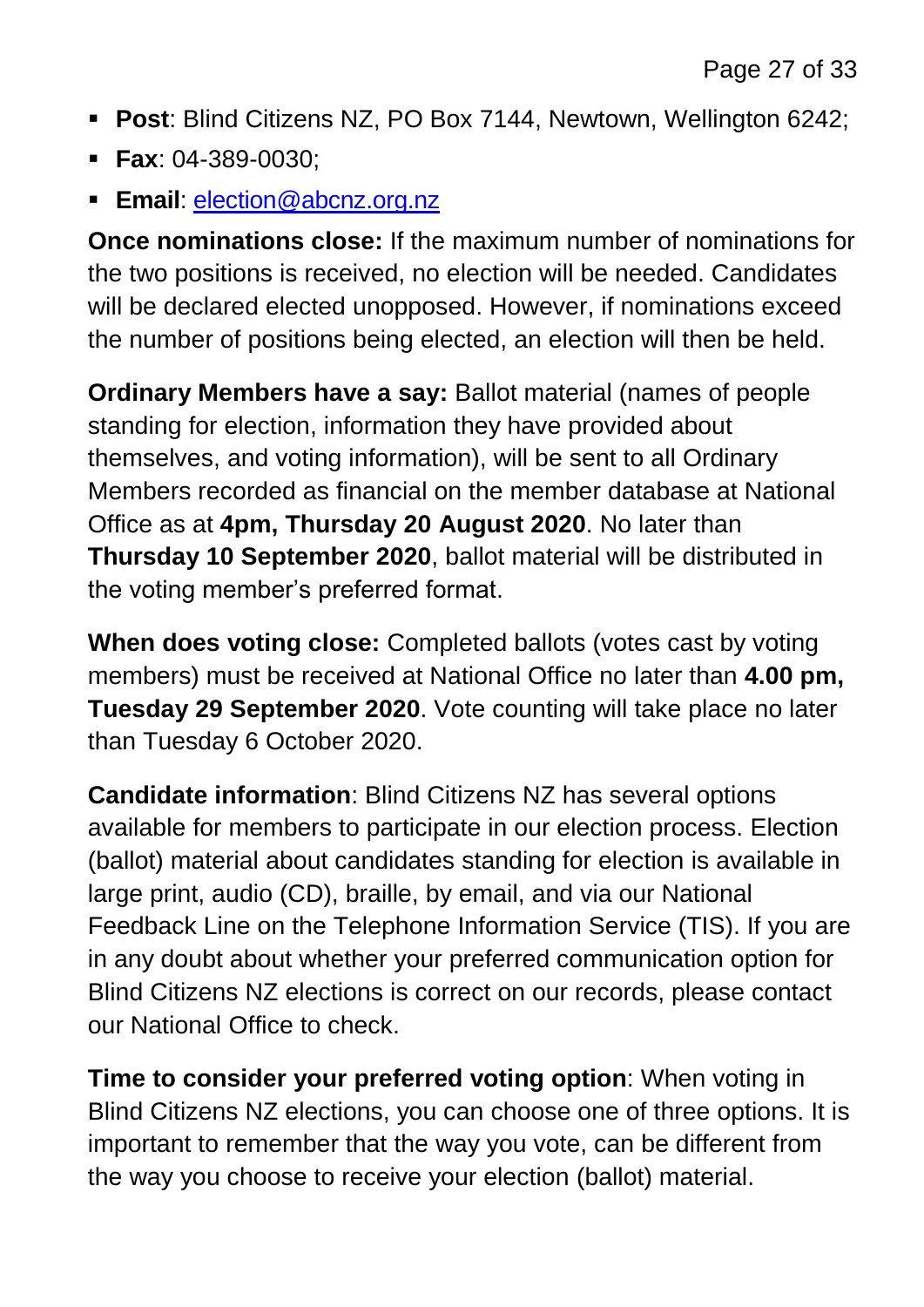- **Post**: Blind Citizens NZ, PO Box 7144, Newtown, Wellington 6242;
- **Fax**: 04-389-0030;
- **Email**: election@abcnz.org.nz

**Once nominations close:** If the maximum number of nominations for the two positions is received, no election will be needed. Candidates will be declared elected unopposed. However, if nominations exceed the number of positions being elected, an election will then be held.

**Ordinary Members have a say:** Ballot material (names of people standing for election, information they have provided about themselves, and voting information), will be sent to all Ordinary Members recorded as financial on the member database at National Office as at **4pm, Thursday 20 August 2020**. No later than **Thursday 10 September 2020**, ballot material will be distributed in the voting member's preferred format.

**When does voting close:** Completed ballots (votes cast by voting members) must be received at National Office no later than **4.00 pm, Tuesday 29 September 2020**. Vote counting will take place no later than Tuesday 6 October 2020.

**Candidate information**: Blind Citizens NZ has several options available for members to participate in our election process. Election (ballot) material about candidates standing for election is available in large print, audio (CD), braille, by email, and via our National Feedback Line on the Telephone Information Service (TIS). If you are in any doubt about whether your preferred communication option for Blind Citizens NZ elections is correct on our records, please contact our National Office to check.

**Time to consider your preferred voting option**: When voting in Blind Citizens NZ elections, you can choose one of three options. It is important to remember that the way you vote, can be different from the way you choose to receive your election (ballot) material.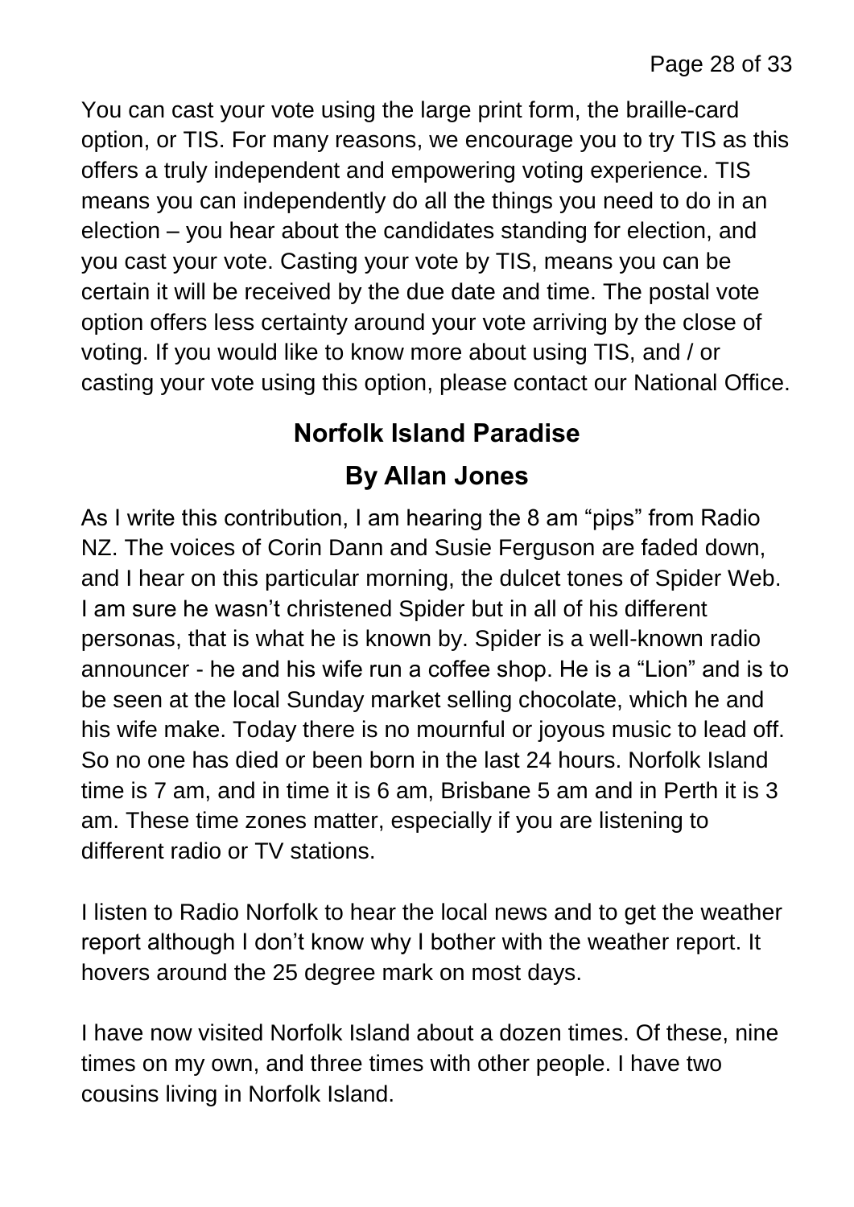You can cast your vote using the large print form, the braille-card option, or TIS. For many reasons, we encourage you to try TIS as this offers a truly independent and empowering voting experience. TIS means you can independently do all the things you need to do in an election – you hear about the candidates standing for election, and you cast your vote. Casting your vote by TIS, means you can be certain it will be received by the due date and time. The postal vote option offers less certainty around your vote arriving by the close of voting. If you would like to know more about using TIS, and / or casting your vote using this option, please contact our National Office.

## Norfolk Island Paradise

### By Allan Jones

As I write this contribution, I am hearing the 8 am "pips" from Radio NZ. The voices of Corin Dann and Susie Ferguson are faded down, and I hear on this particular morning, the dulcet tones of Spider Web. I am sure he wasn't christened Spider but in all of his different personas, that is what he is known by. Spider is a well-known radio announcer - he and his wife run a coffee shop. He is a "Lion" and is to be seen at the local Sunday market selling chocolate, which he and his wife make. Today there is no mournful or joyous music to lead off. So no one has died or been born in the last 24 hours. Norfolk Island time is 7 am, and in time it is 6 am, Brisbane 5 am and in Perth it is 3 am. These time zones matter, especially if you are listening to different radio or TV stations.

I listen to Radio Norfolk to hear the local news and to get the weather report although I don't know why I bother with the weather report. It hovers around the 25 degree mark on most days.

I have now visited Norfolk Island about a dozen times. Of these, nine times on my own, and three times with other people. I have two cousins living in Norfolk Island.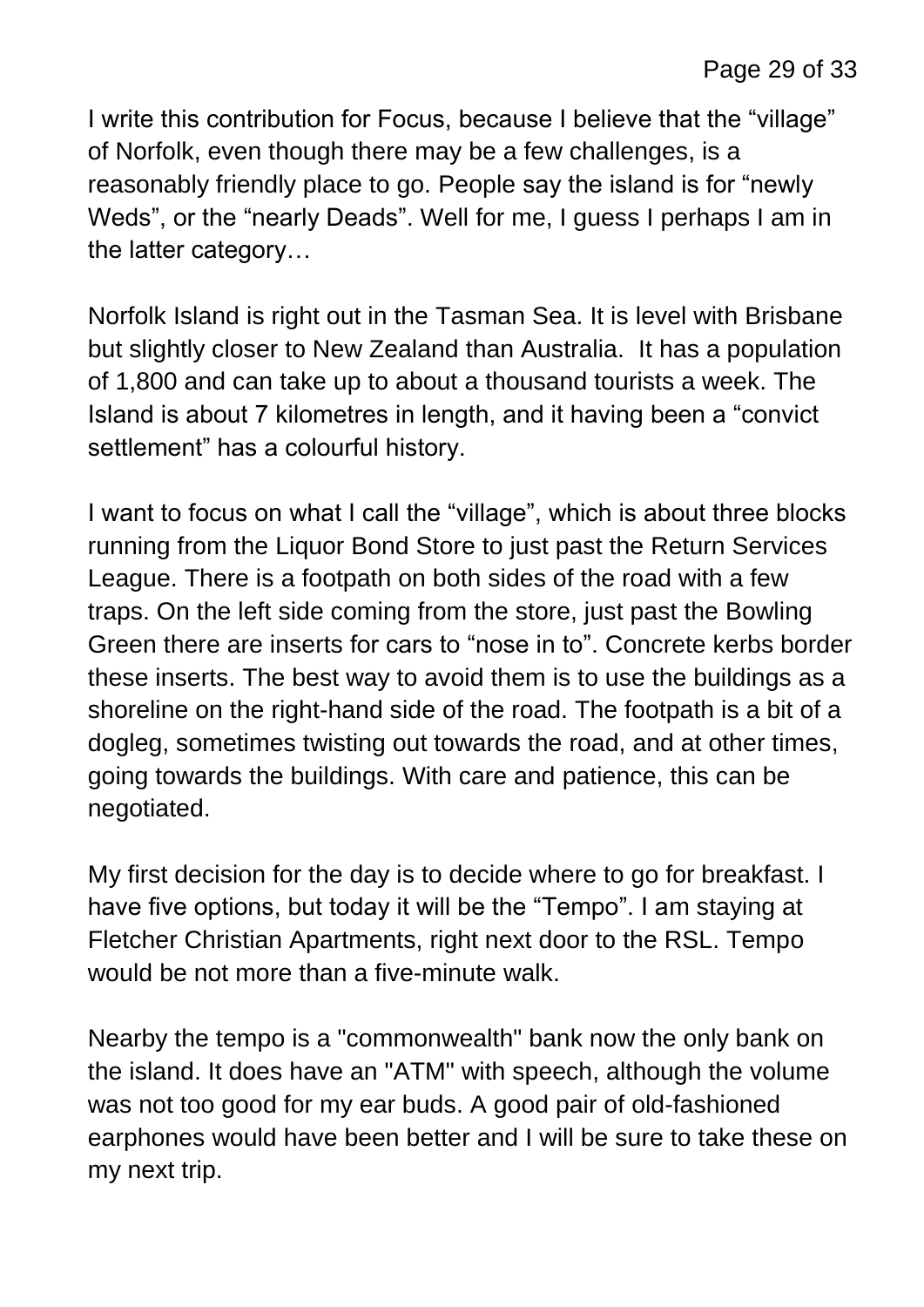I write this contribution for Focus, because I believe that the "village" of Norfolk, even though there may be a few challenges, is a reasonably friendly place to go. People say the island is for "newly Weds", or the "nearly Deads". Well for me, I guess I perhaps I am in the latter category…

Norfolk Island is right out in the Tasman Sea. It is level with Brisbane but slightly closer to New Zealand than Australia. It has a population of 1,800 and can take up to about a thousand tourists a week. The Island is about 7 kilometres in length, and it having been a "convict settlement" has a colourful history.

I want to focus on what I call the "village", which is about three blocks running from the Liquor Bond Store to just past the Return Services League. There is a footpath on both sides of the road with a few traps. On the left side coming from the store, just past the Bowling Green there are inserts for cars to "nose in to". Concrete kerbs border these inserts. The best way to avoid them is to use the buildings as a shoreline on the right-hand side of the road. The footpath is a bit of a dogleg, sometimes twisting out towards the road, and at other times, going towards the buildings. With care and patience, this can be negotiated.

My first decision for the day is to decide where to go for breakfast. I have five options, but today it will be the "Tempo". I am staying at Fletcher Christian Apartments, right next door to the RSL. Tempo would be not more than a five-minute walk.

Nearby the tempo is a "commonwealth" bank now the only bank on the island. It does have an "ATM" with speech, although the volume was not too good for my ear buds. A good pair of old-fashioned earphones would have been better and I will be sure to take these on my next trip.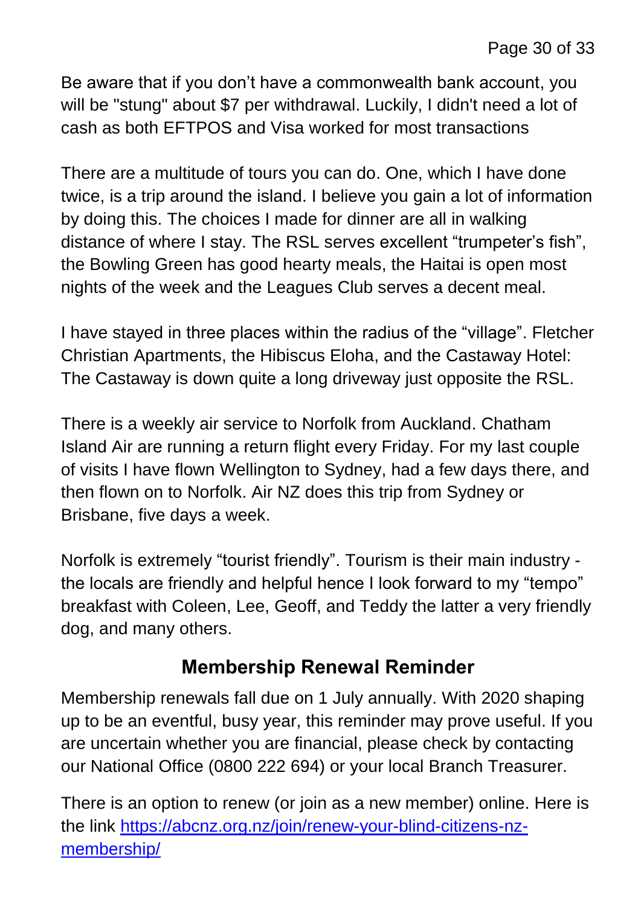Be aware that if you don't have a commonwealth bank account, you will be "stung" about $7 per withdrawal. Luckily, I didn't need a lot of cash as both EFTPOS and Visa worked for most transactions

There are a multitude of tours you can do. One, which I have done twice, is a trip around the island. I believe you gain a lot of information by doing this. The choices I made for dinner are all in walking distance of where I stay. The RSL serves excellent "trumpeter's fish", the Bowling Green has good hearty meals, the Haitai is open most nights of the week and the Leagues Club serves a decent meal.

I have stayed in three places within the radius of the "village". Fletcher Christian Apartments, the Hibiscus Eloha, and the Castaway Hotel: The Castaway is down quite a long driveway just opposite the RSL.

There is a weekly air service to Norfolk from Auckland. Chatham Island Air are running a return flight every Friday. For my last couple of visits I have flown Wellington to Sydney, had a few days there, and then flown on to Norfolk. Air NZ does this trip from Sydney or Brisbane, five days a week.

Norfolk is extremely "tourist friendly". Tourism is their main industry - the locals are friendly and helpful hence I look forward to my "tempo" breakfast with Coleen, Lee, Geoff, and Teddy the latter a very friendly dog, and many others.

## Membership Renewal Reminder

Membership renewals fall due on 1 July annually. With 2020 shaping up to be an eventful, busy year, this reminder may prove useful. If you are uncertain whether you are financial, please check by contacting our National Office (0800 222 694) or your local Branch Treasurer.

There is an option to renew (or join as a new member) online. Here is the link [https://abcnz.org.nz/join/renew-your-blind-citizens-nz-membership/](https://abcnz.org.nz/join/renew-your-blind-citizens-nz-membership/)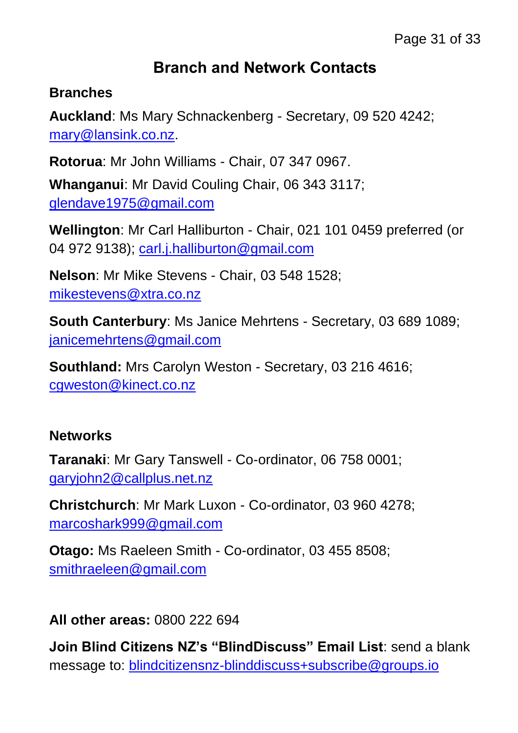# Branch and Network Contacts

## Branches

**Auckland**: Ms Mary Schnackenberg - Secretary, 09 520 4242; mary@lansink.co.nz.

**Rotorua**: Mr John Williams - Chair, 07 347 0967.

**Whanganui**: Mr David Couling Chair, 06 343 3117; glendave1975@gmail.com

**Wellington**: Mr Carl Halliburton - Chair, 021 101 0459 preferred (or 04 972 9138); carl.j.halliburton@gmail.com

**Nelson**: Mr Mike Stevens - Chair, 03 548 1528; mikestevens@xtra.co.nz

**South Canterbury**: Ms Janice Mehrtens - Secretary, 03 689 1089; janicemehrtens@gmail.com

**Southland:** Mrs Carolyn Weston - Secretary, 03 216 4616; cgweston@kinect.co.nz

## Networks

**Taranaki**: Mr Gary Tanswell - Co-ordinator, 06 758 0001; garyjohn2@callplus.net.nz

**Christchurch**: Mr Mark Luxon - Co-ordinator, 03 960 4278; marcoshark999@gmail.com

**Otago:** Ms Raeleen Smith - Co-ordinator, 03 455 8508; smithraeleen@gmail.com

**All other areas:** 0800 222 694

**Join Blind Citizens NZ's "BlindDiscuss" Email List**: send a blank message to: blindcitizensnz-blinddiscuss+subscribe@groups.io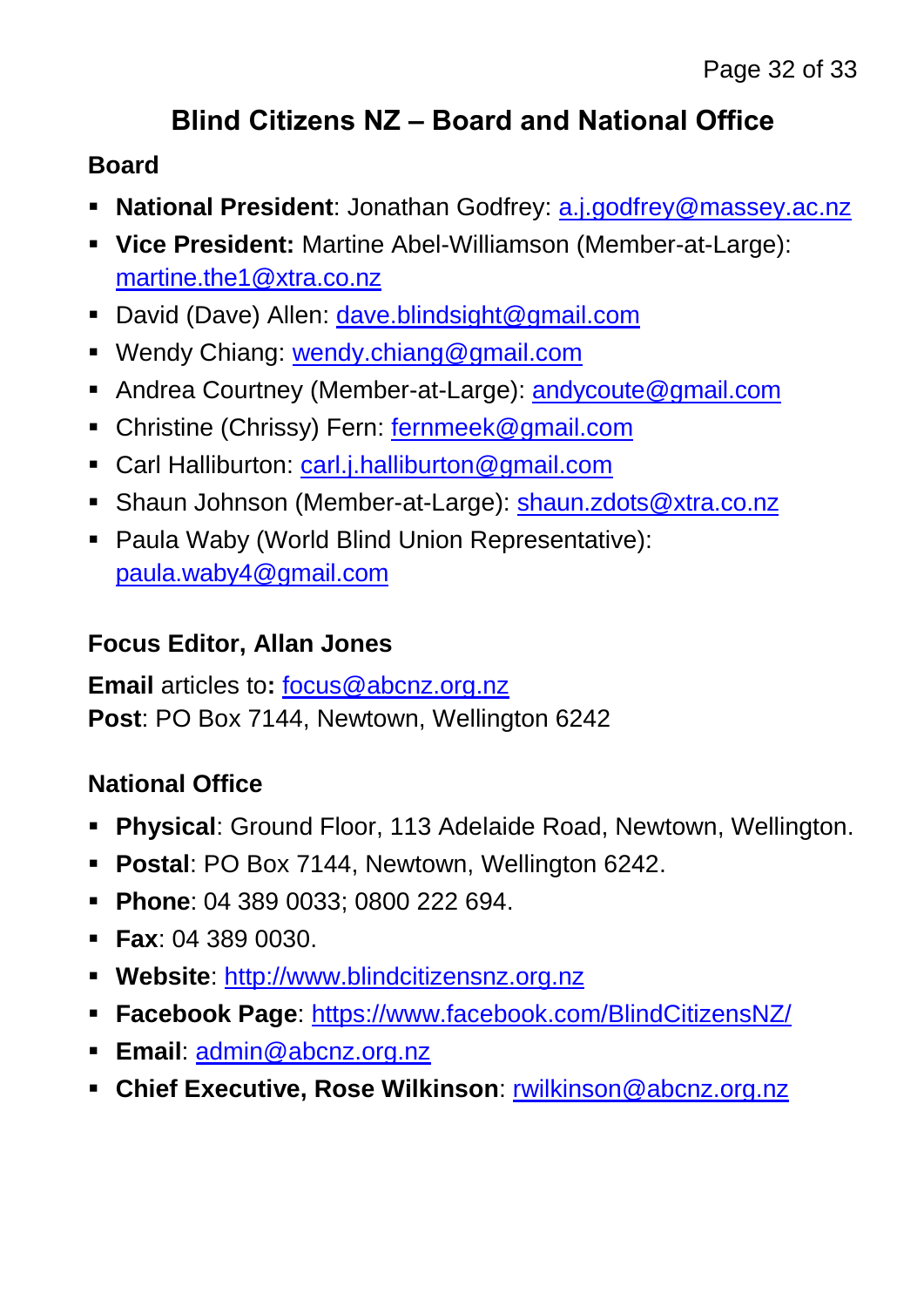# Blind Citizens NZ – Board and National Office

## Board

- **National President**: Jonathan Godfrey: a.j.godfrey@massey.ac.nz
- **Vice President:** Martine Abel-Williamson (Member-at-Large): martine.the1@xtra.co.nz
- David (Dave) Allen: dave.blindsight@gmail.com
- Wendy Chiang: wendy.chiang@gmail.com
- Andrea Courtney (Member-at-Large): andycoute@gmail.com
- Christine (Chrissy) Fern: fernmeek@gmail.com
- Carl Halliburton: carl.j.halliburton@gmail.com
- Shaun Johnson (Member-at-Large): shaun.zdots@xtra.co.nz
- Paula Waby (World Blind Union Representative): paula.waby4@gmail.com

## Focus Editor, Allan Jones

**Email** articles to**:** focus@abcnz.org.nz
**Post**: PO Box 7144, Newtown, Wellington 6242

## National Office

- **Physical**: Ground Floor, 113 Adelaide Road, Newtown, Wellington.
- **Postal**: PO Box 7144, Newtown, Wellington 6242.
- **Phone**: 04 389 0033; 0800 222 694.
- **Fax**: 04 389 0030.
- **Website**: http://www.blindcitizensnz.org.nz
- **Facebook Page**: https://www.facebook.com/BlindCitizensNZ/
- **Email**: admin@abcnz.org.nz
- **Chief Executive, Rose Wilkinson**: rwilkinson@abcnz.org.nz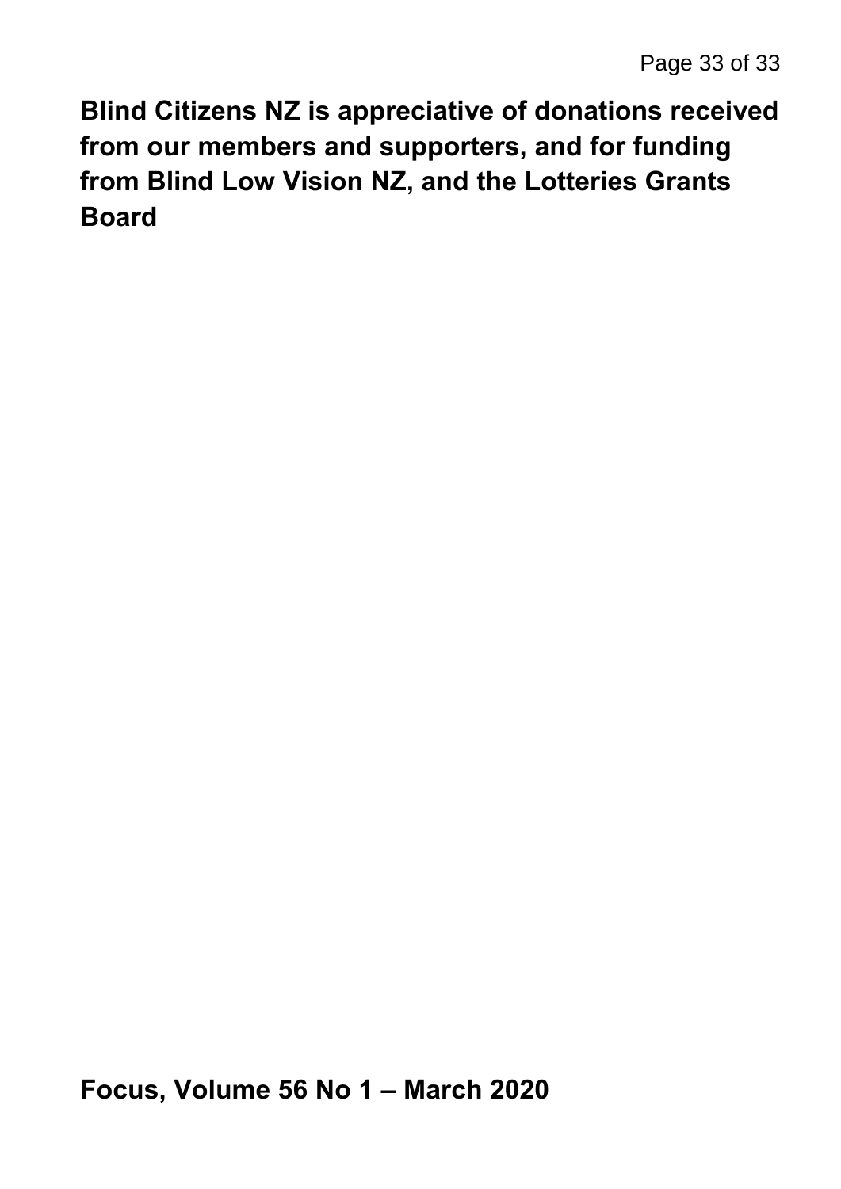**Blind Citizens NZ is appreciative of donations received from our members and supporters, and for funding from Blind Low Vision NZ, and the Lotteries Grants Board**